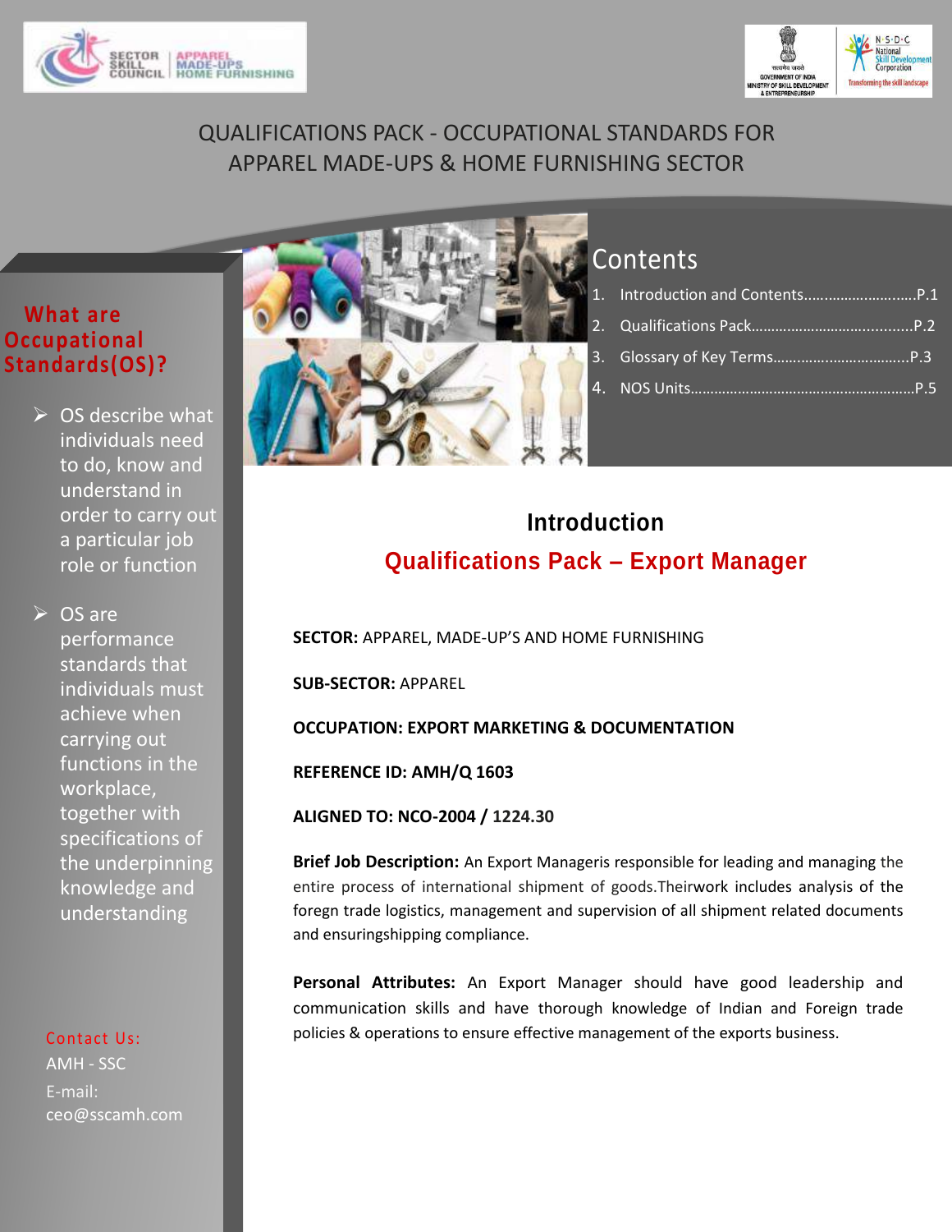# QUALIFICATIONS PACK - OCCUPATIONAL STANDARDS FOR APPAREL MADE-UPS & HOME FURNISHING SECTOR

## What are Occupational Standards(OS)?

- OS describe what individuals need to do, know and understand in order to carry out a particular job role or function
- OS are performance standards that individuals must achieve when carrying out functions in the workplace, together with specifications of the underpinning knowledge and understanding

**Contact Us:**
AMH - SSC
E-mail:
ceo@sscamh.com

## Contents

1. Introduction and Contents..............................P.1
2. Qualifications Pack.........................................P.2
3. Glossary of Key Terms...................................P.3
4. NOS Units.........................................................P.5

## Introduction

## Qualifications Pack – Export Manager

**SECTOR:** APPAREL, MADE-UP'S AND HOME FURNISHING

**SUB-SECTOR:** APPAREL

**OCCUPATION: EXPORT MARKETING & DOCUMENTATION**

**REFERENCE ID: AMH/Q 1603**

**ALIGNED TO: NCO-2004 / 1224.30**

**Brief Job Description:** An Export Manageris responsible for leading and managing the entire process of international shipment of goods.Theirwork includes analysis of the foregn trade logistics, management and supervision of all shipment related documents and ensuringshipping compliance.

**Personal Attributes:** An Export Manager should have good leadership and communication skills and have thorough knowledge of Indian and Foreign trade policies & operations to ensure effective management of the exports business.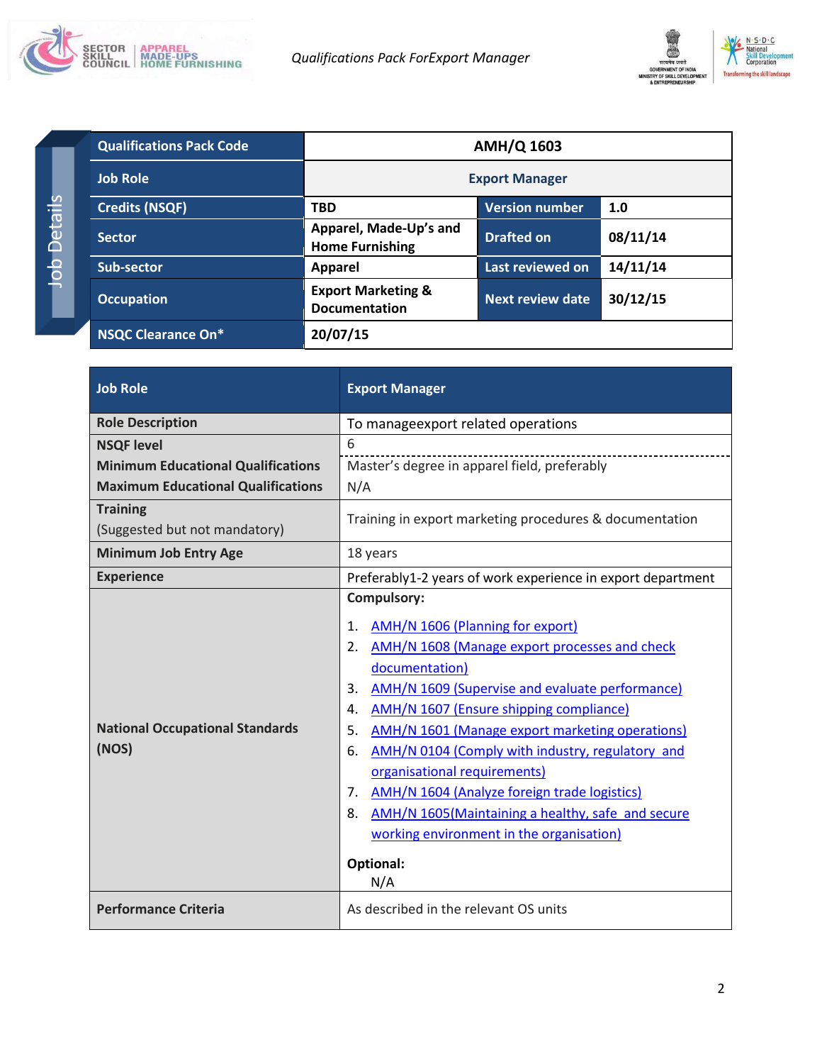**Job Details**

| Qualifications Pack Code | AMH/Q 1603 | | |
|---|---|---|---|
| Job Role | Export Manager | | |
| Credits (NSQF) | TBD | Version number | 1.0 |
| Sector | Apparel, Made-Up's and Home Furnishing | Drafted on | 08/11/14 |
| Sub-sector | Apparel | Last reviewed on | 14/11/14 |
| Occupation | Export Marketing & Documentation | Next review date | 30/12/15 |
| NSQC Clearance On* | 20/07/15 | | |

| Job Role | Export Manager |
|---|---|
| Role Description | To manageexport related operations |
| NSQF level | 6 |
| Minimum Educational Qualifications | Master's degree in apparel field, preferably |
| Maximum Educational Qualifications | N/A |
| Training (Suggested but not mandatory) | Training in export marketing procedures & documentation |
| Minimum Job Entry Age | 18 years |
| Experience | Preferably1-2 years of work experience in export department |
| National Occupational Standards (NOS) | **Compulsory:** 1. AMH/N 1606 (Planning for export) 2. AMH/N 1608 (Manage export processes and check documentation) 3. AMH/N 1609 (Supervise and evaluate performance) 4. AMH/N 1607 (Ensure shipping compliance) 5. AMH/N 1601 (Manage export marketing operations) 6. AMH/N 0104 (Comply with industry, regulatory and organisational requirements) 7. AMH/N 1604 (Analyze foreign trade logistics) 8. AMH/N 1605(Maintaining a healthy, safe and secure working environment in the organisation) **Optional:** N/A |
| Performance Criteria | As described in the relevant OS units |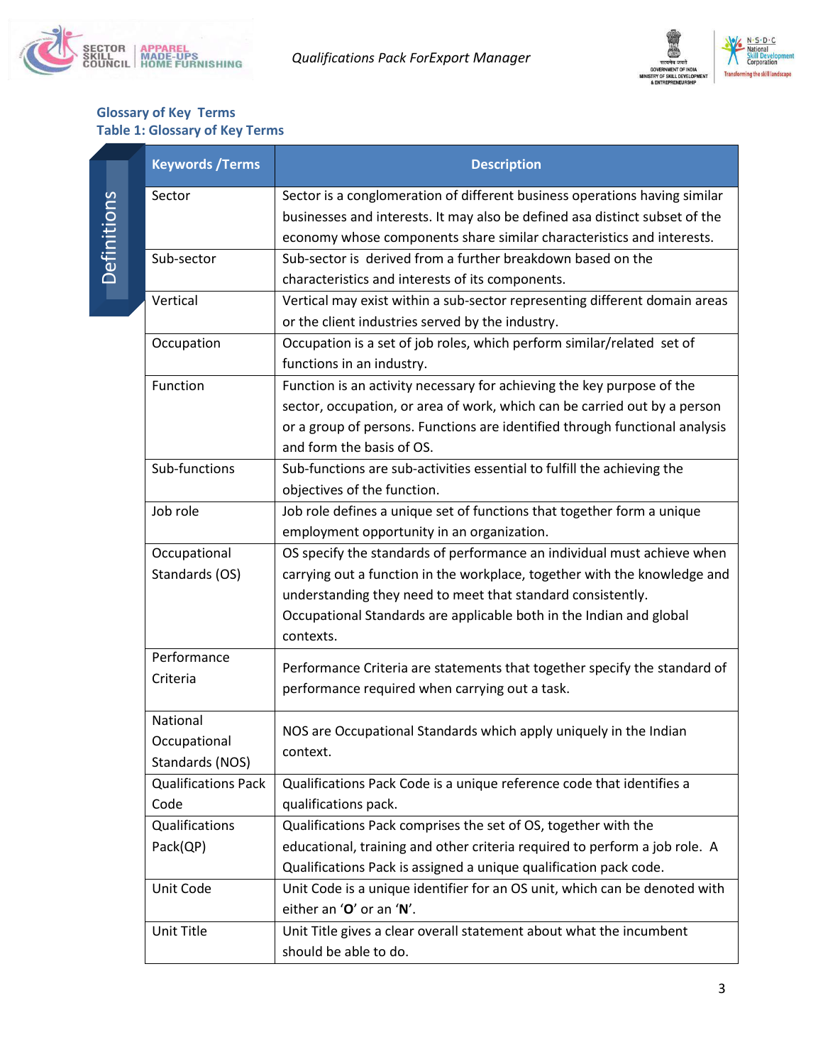## Glossary of Key Terms

### Table 1: Glossary of Key Terms

Definitions

| Keywords /Terms | Description |
|---|---|
| Sector | Sector is a conglomeration of different business operations having similar businesses and interests. It may also be defined asa distinct subset of the economy whose components share similar characteristics and interests. |
| Sub-sector | Sub-sector is derived from a further breakdown based on the characteristics and interests of its components. |
| Vertical | Vertical may exist within a sub-sector representing different domain areas or the client industries served by the industry. |
| Occupation | Occupation is a set of job roles, which perform similar/related set of functions in an industry. |
| Function | Function is an activity necessary for achieving the key purpose of the sector, occupation, or area of work, which can be carried out by a person or a group of persons. Functions are identified through functional analysis and form the basis of OS. |
| Sub-functions | Sub-functions are sub-activities essential to fulfill the achieving the objectives of the function. |
| Job role | Job role defines a unique set of functions that together form a unique employment opportunity in an organization. |
| Occupational Standards (OS) | OS specify the standards of performance an individual must achieve when carrying out a function in the workplace, together with the knowledge and understanding they need to meet that standard consistently. Occupational Standards are applicable both in the Indian and global contexts. |
| Performance Criteria | Performance Criteria are statements that together specify the standard of performance required when carrying out a task. |
| National Occupational Standards (NOS) | NOS are Occupational Standards which apply uniquely in the Indian context. |
| Qualifications Pack Code | Qualifications Pack Code is a unique reference code that identifies a qualifications pack. |
| Qualifications Pack(QP) | Qualifications Pack comprises the set of OS, together with the educational, training and other criteria required to perform a job role. A Qualifications Pack is assigned a unique qualification pack code. |
| Unit Code | Unit Code is a unique identifier for an OS unit, which can be denoted with either an '**O**' or an '**N**'. |
| Unit Title | Unit Title gives a clear overall statement about what the incumbent should be able to do. |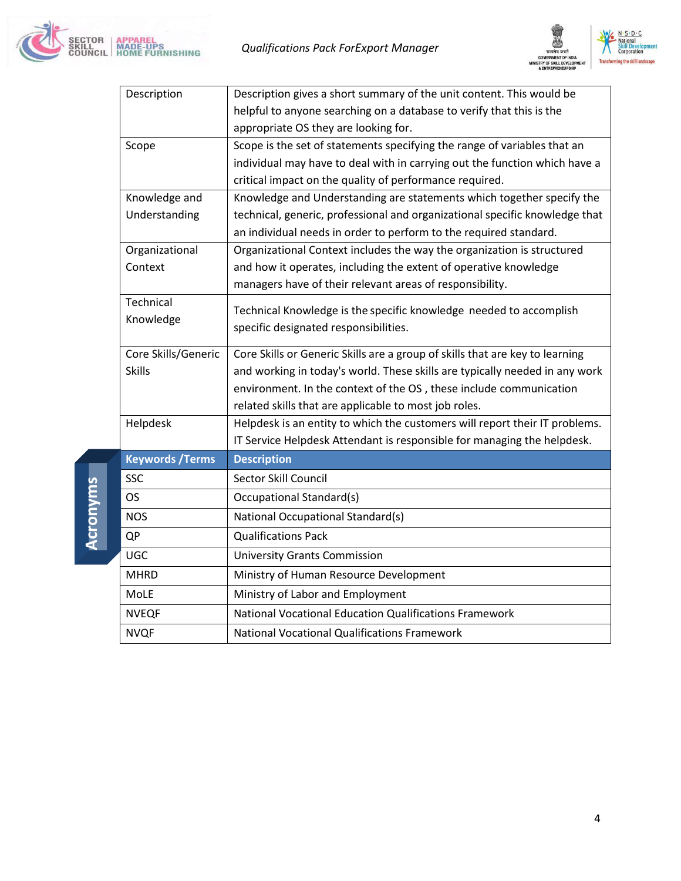| | |
|---|---|
| Description | Description gives a short summary of the unit content. This would be helpful to anyone searching on a database to verify that this is the appropriate OS they are looking for. |
| Scope | Scope is the set of statements specifying the range of variables that an individual may have to deal with in carrying out the function which have a critical impact on the quality of performance required. |
| Knowledge and Understanding | Knowledge and Understanding are statements which together specify the technical, generic, professional and organizational specific knowledge that an individual needs in order to perform to the required standard. |
| Organizational Context | Organizational Context includes the way the organization is structured and how it operates, including the extent of operative knowledge managers have of their relevant areas of responsibility. |
| Technical Knowledge | Technical Knowledge is the specific knowledge needed to accomplish specific designated responsibilities. |
| Core Skills/Generic Skills | Core Skills or Generic Skills are a group of skills that are key to learning and working in today's world. These skills are typically needed in any work environment. In the context of the OS , these include communication related skills that are applicable to most job roles. |
| Helpdesk | Helpdesk is an entity to which the customers will report their IT problems. IT Service Helpdesk Attendant is responsible for managing the helpdesk. |

## Acronyms

| Keywords /Terms | Description |
|---|---|
| SSC | Sector Skill Council |
| OS | Occupational Standard(s) |
| NOS | National Occupational Standard(s) |
| QP | Qualifications Pack |
| UGC | University Grants Commission |
| MHRD | Ministry of Human Resource Development |
| MoLE | Ministry of Labor and Employment |
| NVEQF | National Vocational Education Qualifications Framework |
| NVQF | National Vocational Qualifications Framework |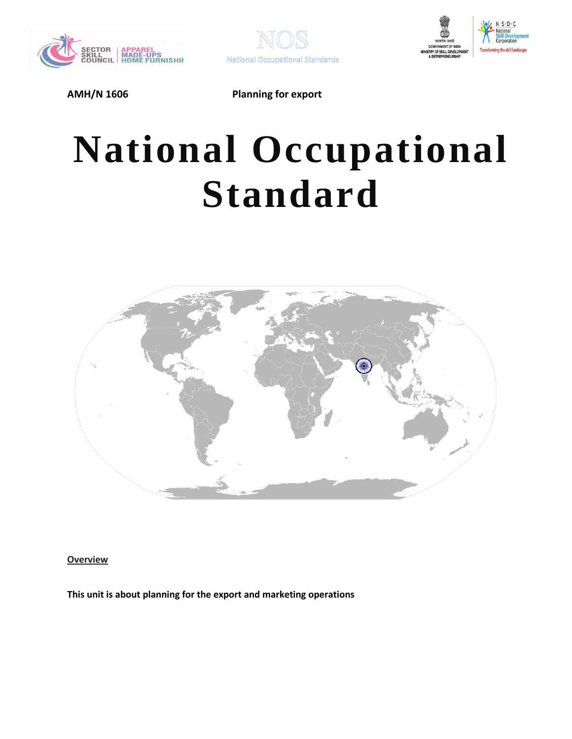AMH/N 1606 Planning for export

# National Occupational Standard

**Overview**

**This unit is about planning for the export and marketing operations**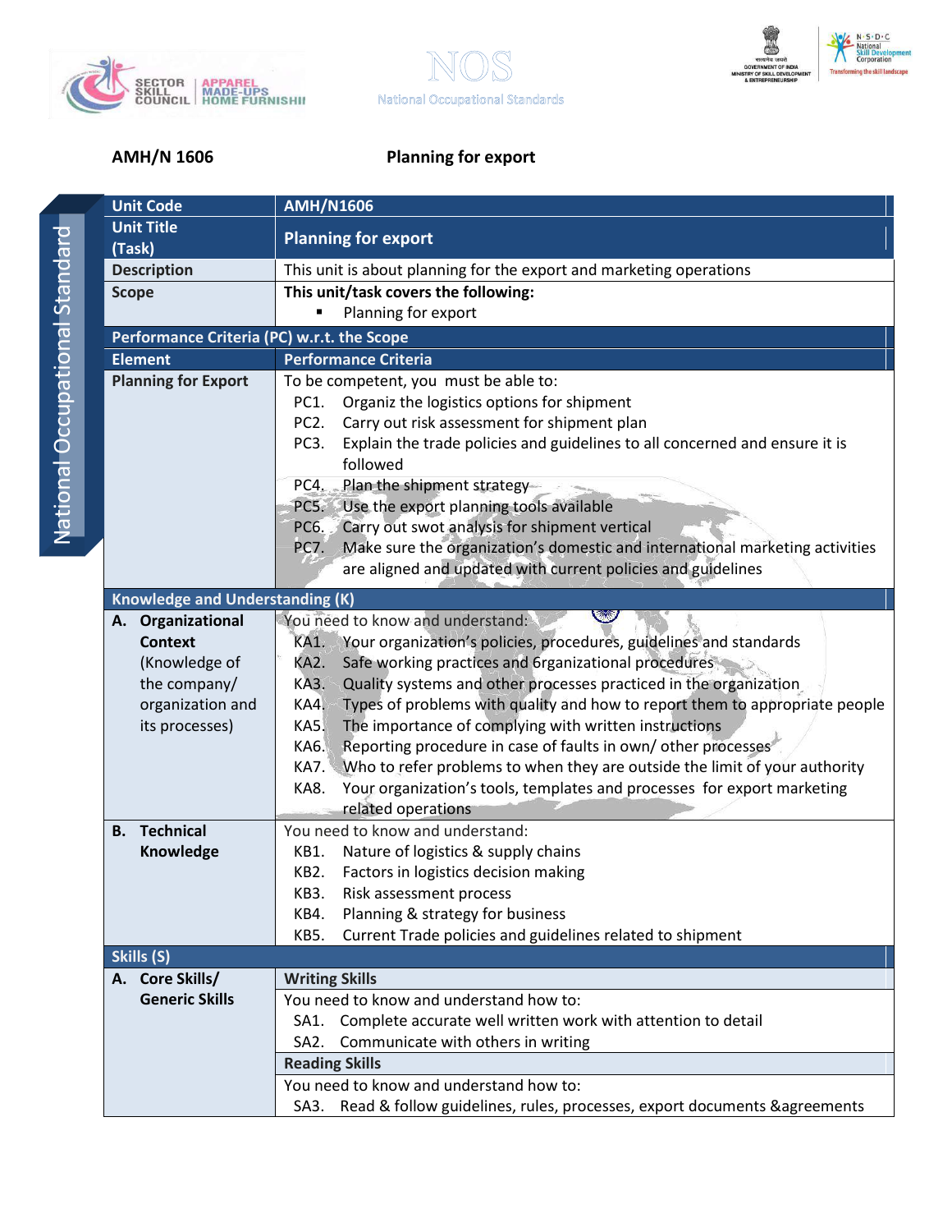**AMH/N 1606** **Planning for export**

| Unit Code | AMH/N1606 |
|---|---|
| Unit Title (Task) | **Planning for export** |
| Description | This unit is about planning for the export and marketing operations |
| Scope | **This unit/task covers the following:**<br>▪ Planning for export |
| **Performance Criteria (PC) w.r.t. the Scope** | |
| **Element** | **Performance Criteria** |
| **Planning for Export** | To be competent, you must be able to:<br>PC1. Organiz the logistics options for shipment<br>PC2. Carry out risk assessment for shipment plan<br>PC3. Explain the trade policies and guidelines to all concerned and ensure it is followed<br>PC4. Plan the shipment strategy<br>PC5. Use the export planning tools available<br>PC6. Carry out swot analysis for shipment vertical<br>PC7. Make sure the organization's domestic and international marketing activities are aligned and updated with current policies and guidelines |
| **Knowledge and Understanding (K)** | |
| **A. Organizational Context** (Knowledge of the company/ organization and its processes) | You need to know and understand:<br>KA1. Your organization's policies, procedures, guidelines and standards<br>KA2. Safe working practices and 6rganizational procedures<br>KA3. Quality systems and other processes practiced in the organization<br>KA4. Types of problems with quality and how to report them to appropriate people<br>KA5. The importance of complying with written instructions<br>KA6. Reporting procedure in case of faults in own/ other processes<br>KA7. Who to refer problems to when they are outside the limit of your authority<br>KA8. Your organization's tools, templates and processes for export marketing related operations |
| **B. Technical Knowledge** | You need to know and understand:<br>KB1. Nature of logistics & supply chains<br>KB2. Factors in logistics decision making<br>KB3. Risk assessment process<br>KB4. Planning & strategy for business<br>KB5. Current Trade policies and guidelines related to shipment |
| **Skills (S)** | |
| **A. Core Skills/ Generic Skills** | **Writing Skills**<br>You need to know and understand how to:<br>SA1. Complete accurate well written work with attention to detail<br>SA2. Communicate with others in writing<br>**Reading Skills**<br>You need to know and understand how to:<br>SA3. Read & follow guidelines, rules, processes, export documents &agreements |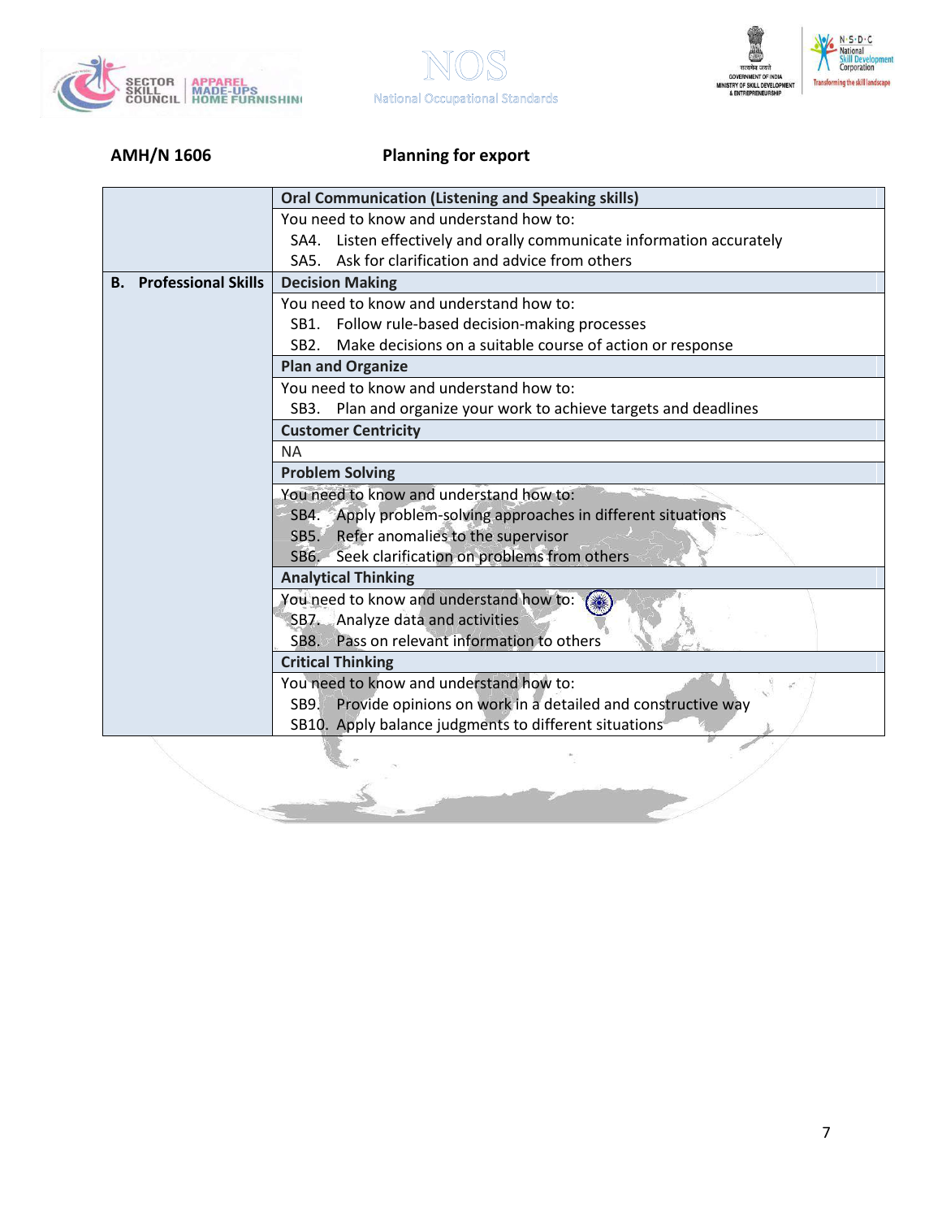**AMH/N 1606** **Planning for export**

| | |
|---|---|
| | **Oral Communication (Listening and Speaking skills)** |
| | You need to know and understand how to:<br>SA4. Listen effectively and orally communicate information accurately<br>SA5. Ask for clarification and advice from others |
| **B. Professional Skills** | **Decision Making** |
| | You need to know and understand how to:<br>SB1. Follow rule-based decision-making processes<br>SB2. Make decisions on a suitable course of action or response |
| | **Plan and Organize** |
| | You need to know and understand how to:<br>SB3. Plan and organize your work to achieve targets and deadlines |
| | **Customer Centricity** |
| | NA |
| | **Problem Solving** |
| | You need to know and understand how to:<br>SB4. Apply problem-solving approaches in different situations<br>SB5. Refer anomalies to the supervisor<br>SB6. Seek clarification on problems from others |
| | **Analytical Thinking** |
| | You need to know and understand how to:<br>SB7. Analyze data and activities<br>SB8. Pass on relevant information to others |
| | **Critical Thinking** |
| | You need to know and understand how to:<br>SB9. Provide opinions on work in a detailed and constructive way<br>SB10. Apply balance judgments to different situations |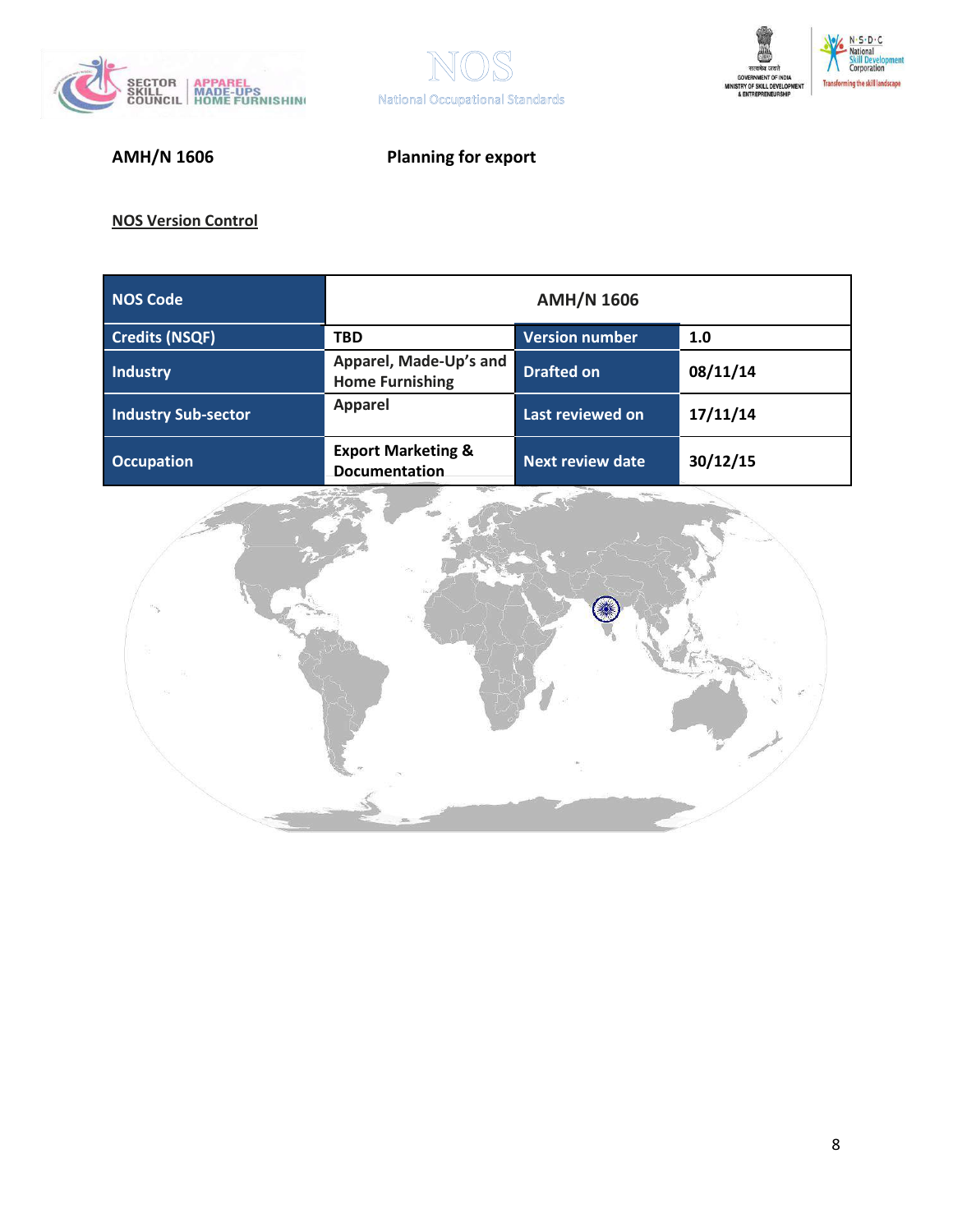**AMH/N 1606** **Planning for export**

**NOS Version Control**

| NOS Code | AMH/N 1606 | | |
|---|---|---|---|
| Credits (NSQF) | TBD | Version number | 1.0 |
| Industry | Apparel, Made-Up's and Home Furnishing | Drafted on | 08/11/14 |
| Industry Sub-sector | Apparel | Last reviewed on | 17/11/14 |
| Occupation | Export Marketing & Documentation | Next review date | 30/12/15 |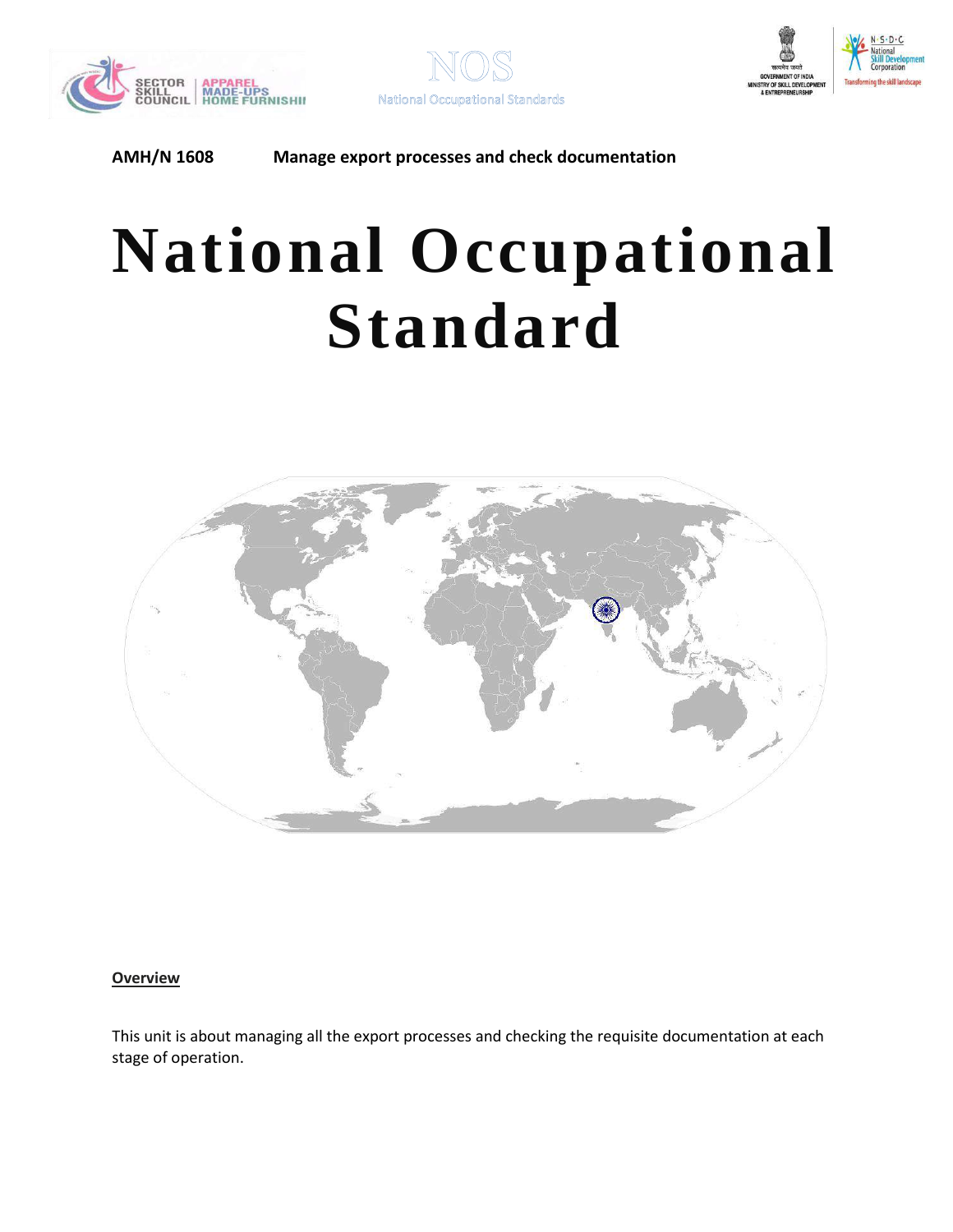AMH/N 1608 Manage export processes and check documentation

# National Occupational Standard

## Overview

This unit is about managing all the export processes and checking the requisite documentation at each stage of operation.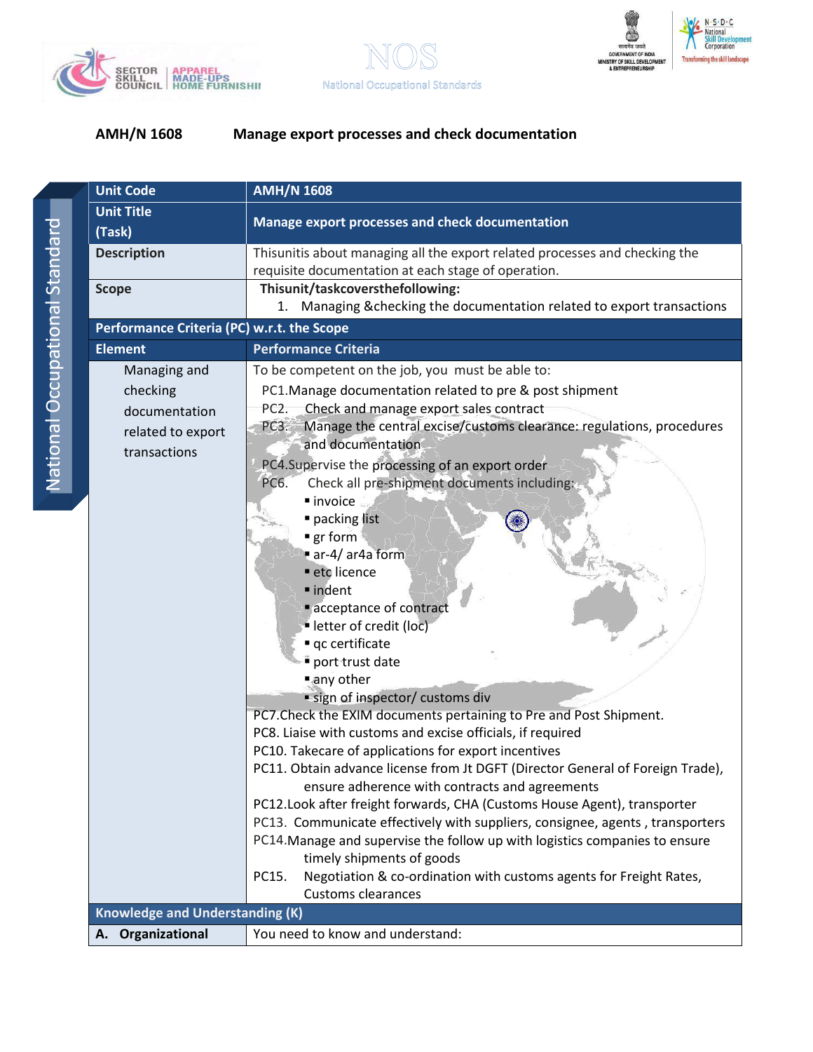## AMH/N 1608 Manage export processes and check documentation

| Unit Code | AMH/N 1608 |
|---|---|
| Unit Title (Task) | Manage export processes and check documentation |
| Description | Thisunitis about managing all the export related processes and checking the requisite documentation at each stage of operation. |
| Scope | Thisunit/taskcoversthefollowing:<br>1. Managing &checking the documentation related to export transactions |
| **Performance Criteria (PC) w.r.t. the Scope** | |
| **Element** | **Performance Criteria** |
| Managing and checking documentation related to export transactions | To be competent on the job, you must be able to:<br>PC1.Manage documentation related to pre & post shipment<br>PC2. Check and manage export sales contract<br>PC3. Manage the central excise/customs clearance: regulations, procedures and documentation<br>PC4.Supervise the processing of an export order<br>PC6. Check all pre-shipment documents including:<br>▪ invoice<br>▪ packing list<br>▪ gr form<br>▪ ar-4/ ar4a form<br>▪ etc licence<br>▪ indent<br>▪ acceptance of contract<br>▪ letter of credit (loc)<br>▪ qc certificate<br>▪ port trust date<br>▪ any other<br>▪ sign of inspector/ customs div<br>PC7.Check the EXIM documents pertaining to Pre and Post Shipment.<br>PC8. Liaise with customs and excise officials, if required<br>PC10. Takecare of applications for export incentives<br>PC11. Obtain advance license from Jt DGFT (Director General of Foreign Trade), ensure adherence with contracts and agreements<br>PC12.Look after freight forwards, CHA (Customs House Agent), transporter<br>PC13. Communicate effectively with suppliers, consignee, agents , transporters<br>PC14.Manage and supervise the follow up with logistics companies to ensure timely shipments of goods<br>PC15. Negotiation & co-ordination with customs agents for Freight Rates, Customs clearances |
| **Knowledge and Understanding (K)** | |
| **A. Organizational** | You need to know and understand: |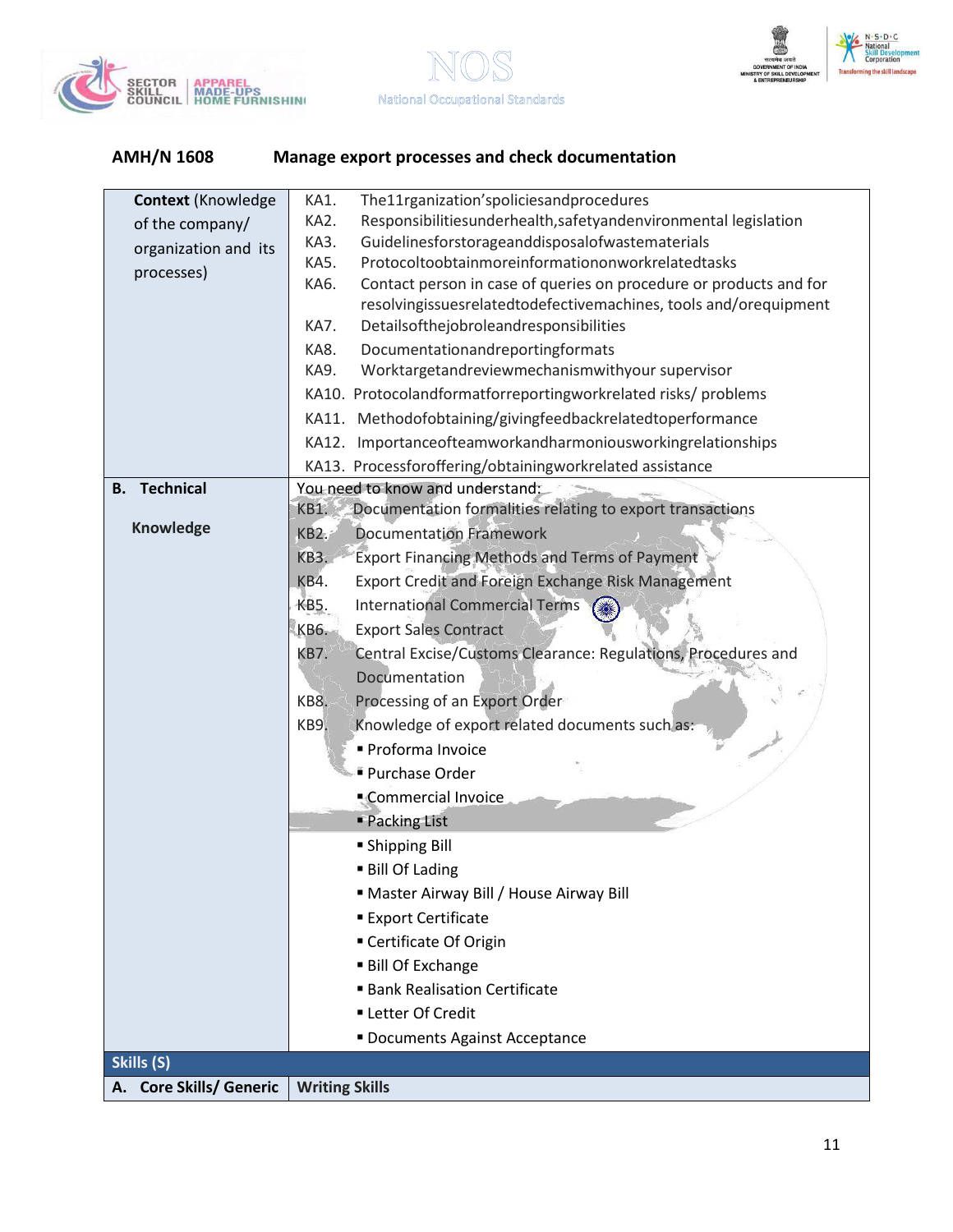## AMH/N 1608 Manage export processes and check documentation

| | |
|---|---|
| **Context** (Knowledge of the company/ organization and its processes) | KA1. The11rganization'spoliciesandprocedures<br>KA2. Responsibilitiesunderhealth,safetyandenvironmental legislation<br>KA3. Guidelinesforstorageanddisposalofwastematerials<br>KA5. Protocoltoobtainmoreinformationonworkrelatedtasks<br>KA6. Contact person in case of queries on procedure or products and for resolvingissuesrelatedtodefectivemachines, tools and/orequipment<br>KA7. Detailsofthejobroleandresponsibilities<br>KA8. Documentationandreportingformats<br>KA9. Worktargetandreviewmechanismwithyour supervisor<br>KA10. Protocolandformatforreportingworkrelated risks/ problems<br>KA11. Methodofobtaining/givingfeedbackrelatedtoperformance<br>KA12. Importanceofteamworkandharmoniousworkingrelationships<br>KA13. Processforoffering/obtainingworkrelated assistance |
| **B. Technical Knowledge** | You need to know and understand:<br>KB1. Documentation formalities relating to export transactions<br>KB2. Documentation Framework<br>KB3. Export Financing Methods and Terms of Payment<br>KB4. Export Credit and Foreign Exchange Risk Management<br>KB5. International Commercial Terms<br>KB6. Export Sales Contract<br>KB7. Central Excise/Customs Clearance: Regulations, Procedures and Documentation<br>KB8. Processing of an Export Order<br>KB9. Knowledge of export related documents such as:<br>▪ Proforma Invoice<br>▪ Purchase Order<br>▪ Commercial Invoice<br>▪ Packing List<br>▪ Shipping Bill<br>▪ Bill Of Lading<br>▪ Master Airway Bill / House Airway Bill<br>▪ Export Certificate<br>▪ Certificate Of Origin<br>▪ Bill Of Exchange<br>▪ Bank Realisation Certificate<br>▪ Letter Of Credit<br>▪ Documents Against Acceptance |
| **Skills (S)** | |
| **A. Core Skills/ Generic** | **Writing Skills** |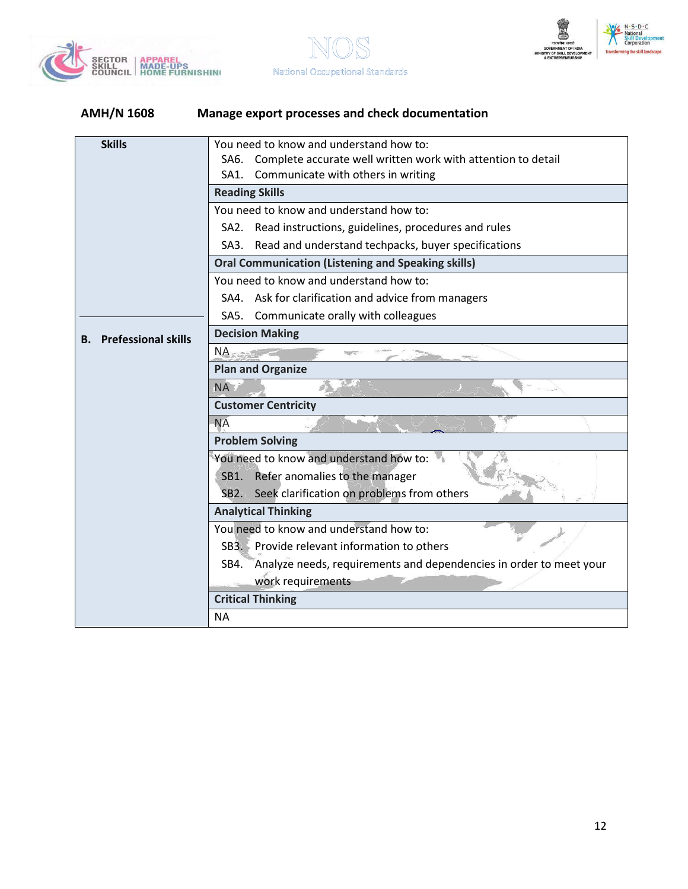**AMH/N 1608 Manage export processes and check documentation**

| Skills | |
|---|---|
| | You need to know and understand how to:<br>SA6. Complete accurate well written work with attention to detail<br>SA1. Communicate with others in writing |
| | **Reading Skills** |
| | You need to know and understand how to:<br>SA2. Read instructions, guidelines, procedures and rules<br>SA3. Read and understand techpacks, buyer specifications |
| | **Oral Communication (Listening and Speaking skills)** |
| | You need to know and understand how to:<br>SA4. Ask for clarification and advice from managers<br>SA5. Communicate orally with colleagues |
| **B. Professional skills** | **Decision Making** |
| | NA |
| | **Plan and Organize** |
| | NA |
| | **Customer Centricity** |
| | NA |
| | **Problem Solving** |
| | You need to know and understand how to:<br>SB1. Refer anomalies to the manager<br>SB2. Seek clarification on problems from others |
| | **Analytical Thinking** |
| | You need to know and understand how to:<br>SB3. Provide relevant information to others<br>SB4. Analyze needs, requirements and dependencies in order to meet your work requirements |
| | **Critical Thinking** |
| | NA |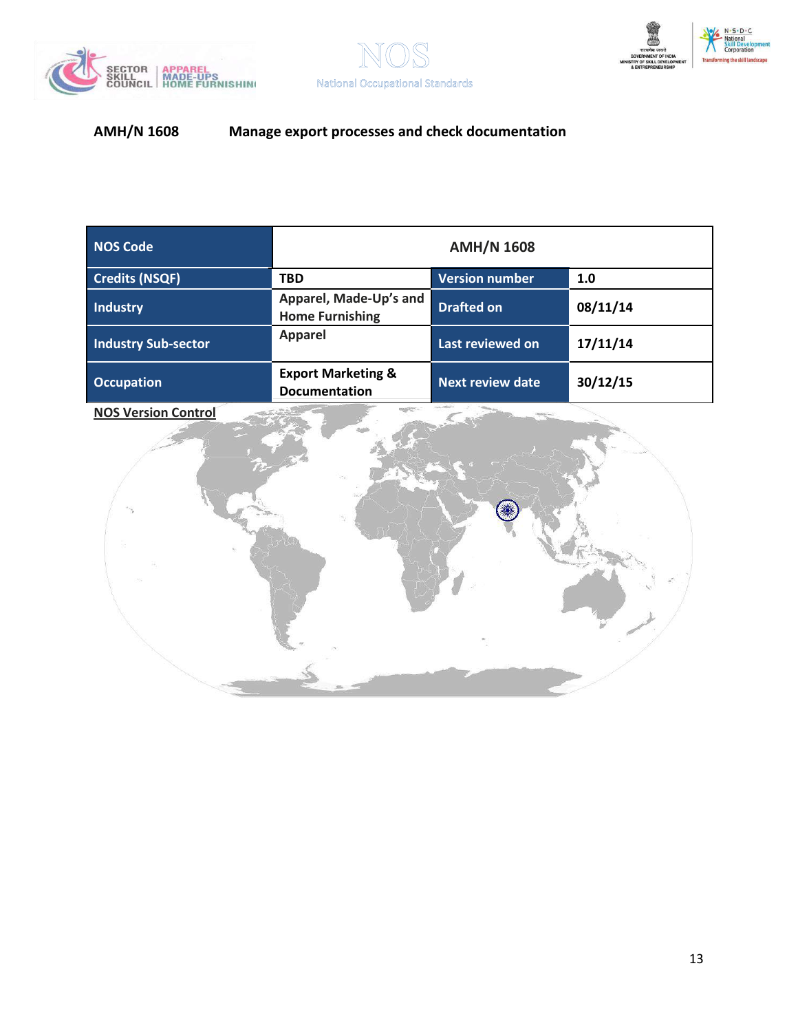**AMH/N 1608 Manage export processes and check documentation**

| NOS Code | AMH/N 1608 | | |
|---|---|---|---|
| Credits (NSQF) | TBD | Version number | 1.0 |
| Industry | Apparel, Made-Up's and Home Furnishing | Drafted on | 08/11/14 |
| Industry Sub-sector | Apparel | Last reviewed on | 17/11/14 |
| Occupation | Export Marketing & Documentation | Next review date | 30/12/15 |

**NOS Version Control**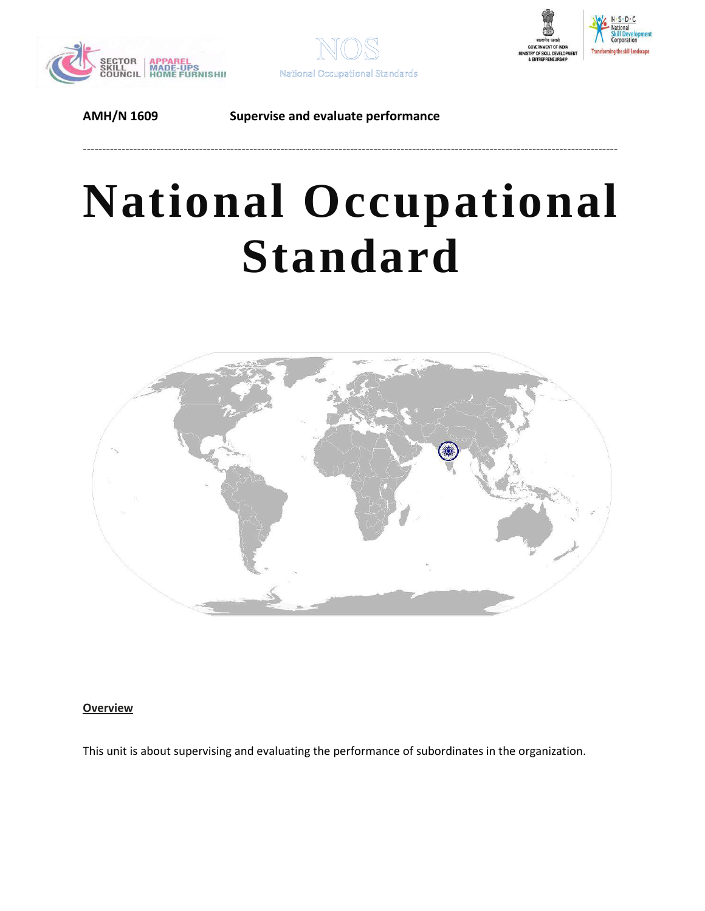AMH/N 1609 Supervise and evaluate performance

---

# National Occupational Standard

**Overview**

This unit is about supervising and evaluating the performance of subordinates in the organization.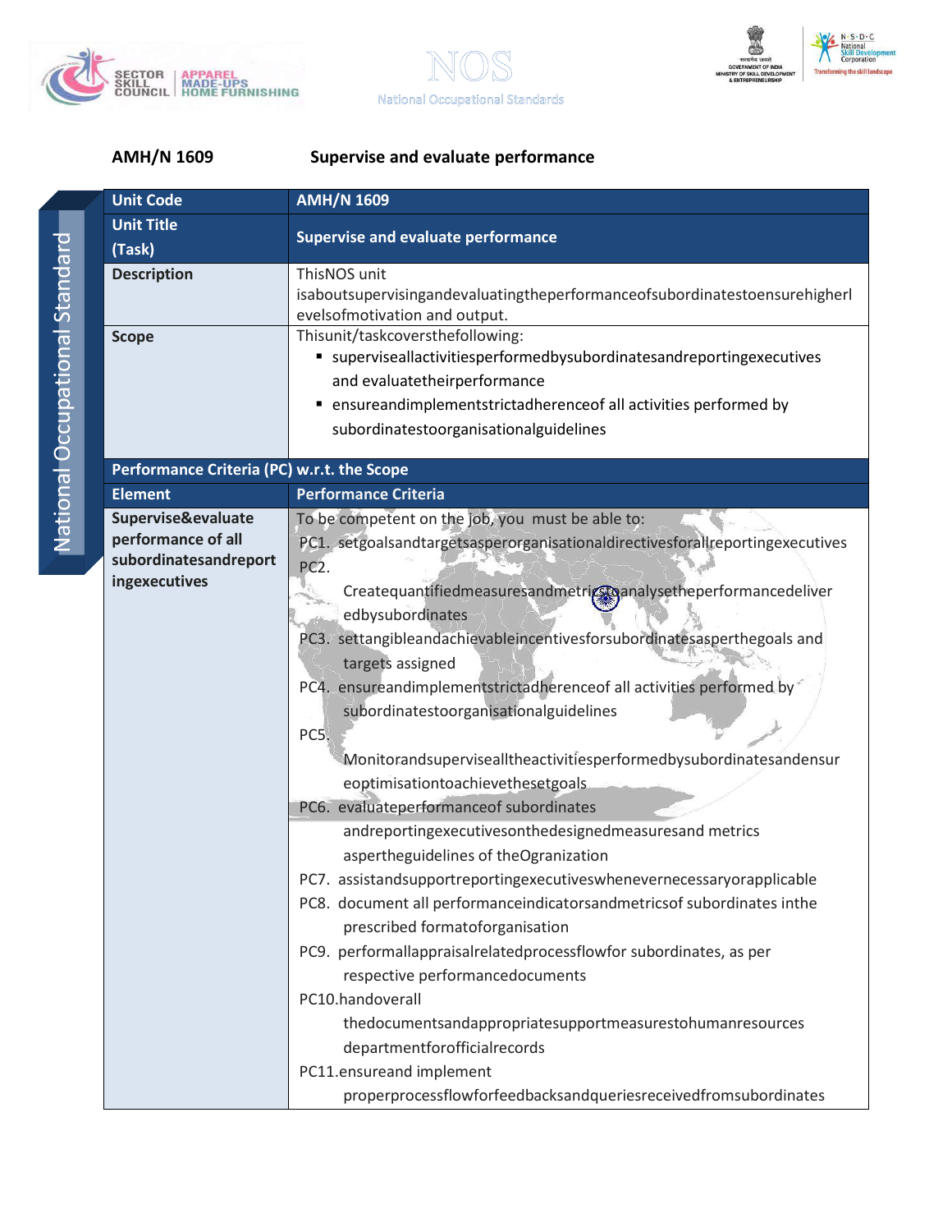## AMH/N 1609 Supervise and evaluate performance

| Unit Code | AMH/N 1609 |
|---|---|
| Unit Title (Task) | Supervise and evaluate performance |
| Description | ThisNOS unit isaboutsupervisingandevaluatingtheperformanceofsubordinatestoensurehigherlevelsofmotivation and output. |
| Scope | Thisunit/taskcoversthefollowing:<br>▪ superviseallactivitiesperformedbysubordinatesandreportingexecutives and evaluatetheirperformance<br>▪ ensureandimplementstrictadherenceof all activities performed by subordinatestoorganisationalguidelines |
| **Performance Criteria (PC) w.r.t. the Scope** | |
| **Element** | **Performance Criteria** |
| **Supervise&evaluate performance of all subordinatesandreport ingexecutives** | To be competent on the job, you must be able to:<br>PC1. setgoalsandtargetsasperorganisationaldirectivesforallreportingexecutives<br>PC2. Createquantifiedmeasuresandmetricstoanalysetheperformancedeliveredbysubordinates<br>PC3. settangibleandachievableincentivesforsubordinatesasperthegoals and targets assigned<br>PC4. ensureandimplementstrictadherenceof all activities performed by subordinatestoorganisationalguidelines<br>PC5. Monitorandsupervisealltheactivitiesperformedbysubordinatesandensureoptimisationtoachievethesetgoals<br>PC6. evaluateperformanceof subordinates andreportingexecutivesonthedesignedmeasuresand metrics asperthe guidelines of theOgranization<br>PC7. assistandsupportreportingexecutiveswhenevernecessaryorapplicable<br>PC8. document all performanceindicatorsandmetricsof subordinates inthe prescribed formatoforganisation<br>PC9. performallappraisalrelatedprocessflowfor subordinates, as per respective performancedocuments<br>PC10.handoverall thedocumentsandappropriatesupportmeasurestohumanresources departmentforofficialrecords<br>PC11.ensureand implement properprocessflowforfeedbacksandqueriesreceivedfromsubordinates |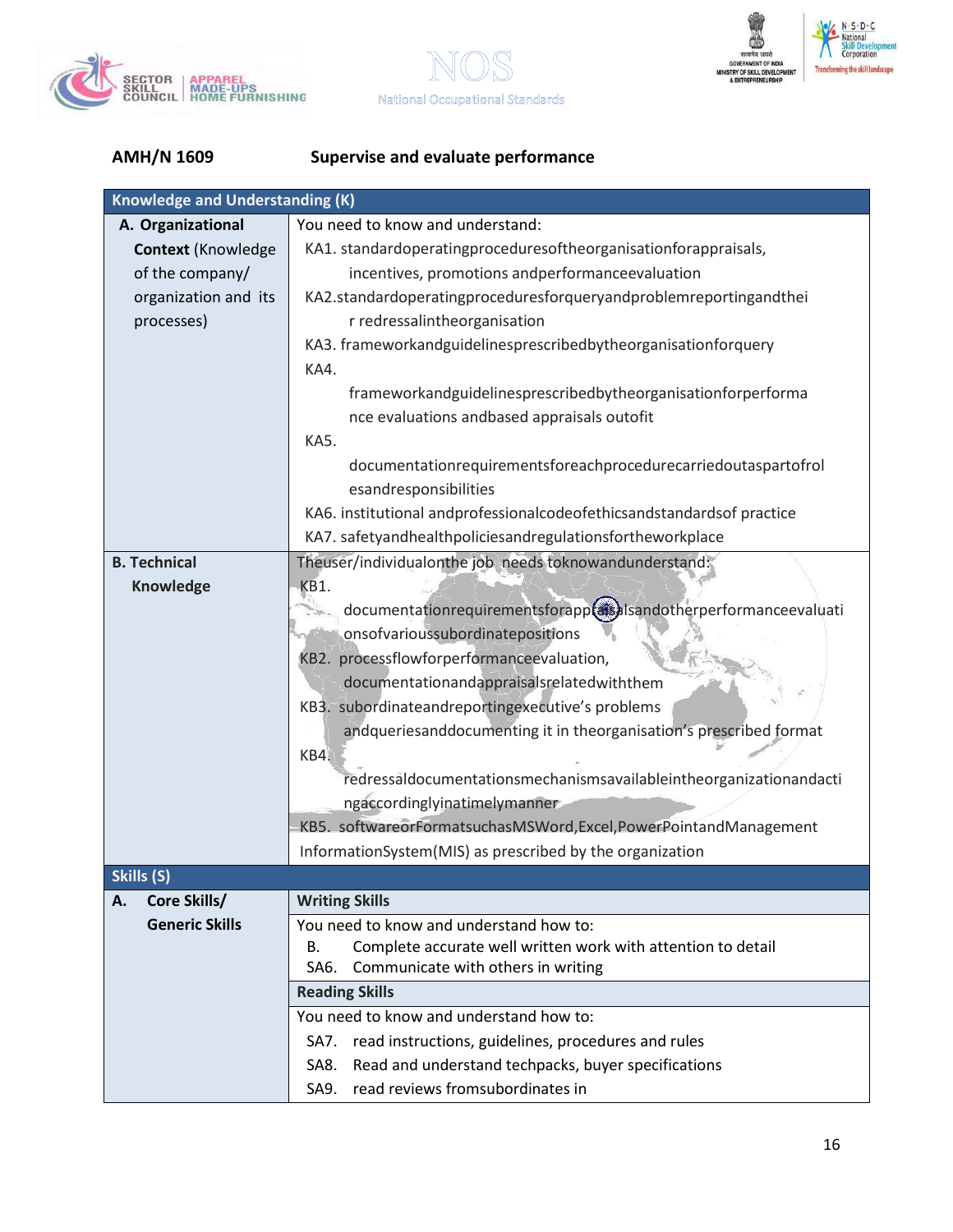**AMH/N 1609 Supervise and evaluate performance**

| Knowledge and Understanding (K) | |
|---|---|
| **A. Organizational Context** (Knowledge of the company/ organization and its processes) | You need to know and understand:<br>KA1. standardoperatingproceduresoftheorganisationforappraisals, incentives, promotions andperformanceevaluation<br>KA2.standardoperatingproceduresforqueryandproblemreportingandtheir redressalintheorganisation<br>KA3. frameworkandguidelinesprescribedbytheorganisationforquery<br>KA4. frameworkandguidelinesprescribedbytheorganisationforperformance evaluations andbased appraisals outofit<br>KA5. documentationrequirementsforeachprocedurecarriedoutaspartofroles andresponsibilities<br>KA6. institutional andprofessionalcodeofethicsandstandardsof practice<br>KA7. safetyandhealthpoliciesandregulationsfortheworkplace |
| **B. Technical Knowledge** | Theuser/individualonthe job needs toknowandunderstand:<br>KB1. documentationrequirementsforappraisalsandotherperformanceevaluationsofvarioussubordinatepositions<br>KB2. processflowforperformanceevaluation, documentationandappraisalsrelatedwiththem<br>KB3. subordinateandreportingexecutive's problems andqueriesanddocumenting it in theorganisation's prescribed format<br>KB4. redressaldocumentationsmechanismsavailableintheorganizationandactingaccordinglyinatimelymanner<br>KB5. softwareorFormatsuchasMSWord,Excel,PowerPointandManagement InformationSystem(MIS) as prescribed by the organization |
| **Skills (S)** | |
| **A. Core Skills/ Generic Skills** | **Writing Skills** |
| | You need to know and understand how to:<br>B. Complete accurate well written work with attention to detail<br>SA6. Communicate with others in writing |
| | **Reading Skills** |
| | You need to know and understand how to:<br>SA7. read instructions, guidelines, procedures and rules<br>SA8. Read and understand techpacks, buyer specifications<br>SA9. read reviews fromsubordinates in |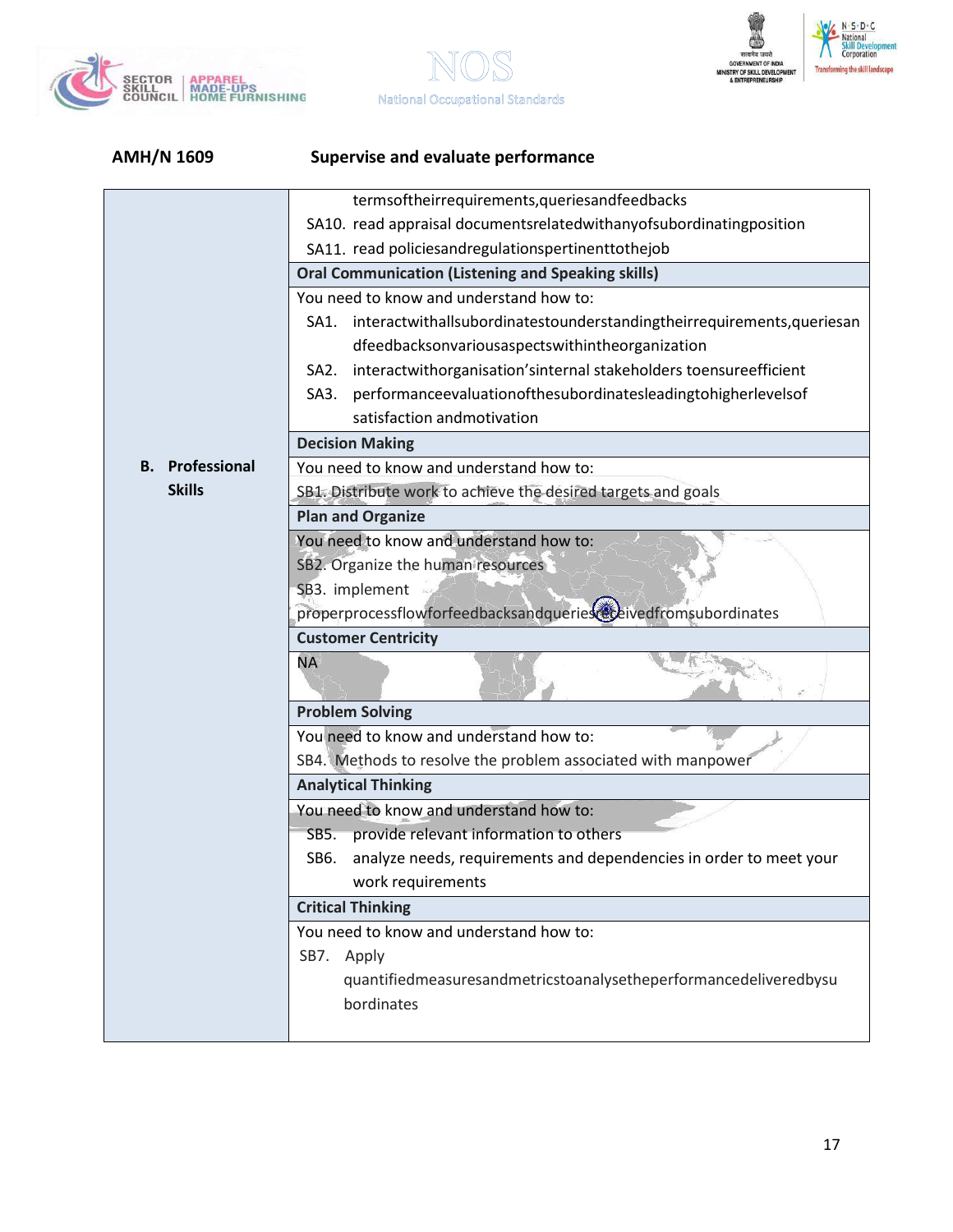**AMH/N 1609 Supervise and evaluate performance**

| | |
|---|---|
| | termsoftheirrequirements,queriesandfeedbacks<br>SA10. read appraisal documentsrelatedwithanyofsubordinatingposition<br>SA11. read policiesandregulationspertinenttothejob |
| | **Oral Communication (Listening and Speaking skills)** |
| | You need to know and understand how to:<br>SA1. interactwithallsubordinatestounderstandingtheirrequirements,queriesandfeedbacksonvariousaspectswithintheorganization<br>SA2. interactwithorganisation'sinternal stakeholders toensureefficient<br>SA3. performanceevaluationofthesubordinatesleadingtohigherlevelsof satisfaction andmotivation |
| | **Decision Making** |
| **B. Professional Skills** | You need to know and understand how to:<br>SB1. Distribute work to achieve the desired targets and goals |
| | **Plan and Organize** |
| | You need to know and understand how to:<br>SB2. Organize the human resources<br>SB3. implement properprocessflowforfeedbacksandqueriesreceivedfromsubordinates |
| | **Customer Centricity** |
| | NA |
| | **Problem Solving** |
| | You need to know and understand how to:<br>SB4. Methods to resolve the problem associated with manpower |
| | **Analytical Thinking** |
| | You need to know and understand how to:<br>SB5. provide relevant information to others<br>SB6. analyze needs, requirements and dependencies in order to meet your work requirements |
| | **Critical Thinking** |
| | You need to know and understand how to:<br>SB7. Apply quantifiedmeasuresandmetricstoanalysetheperformancedeliveredbysubordinates |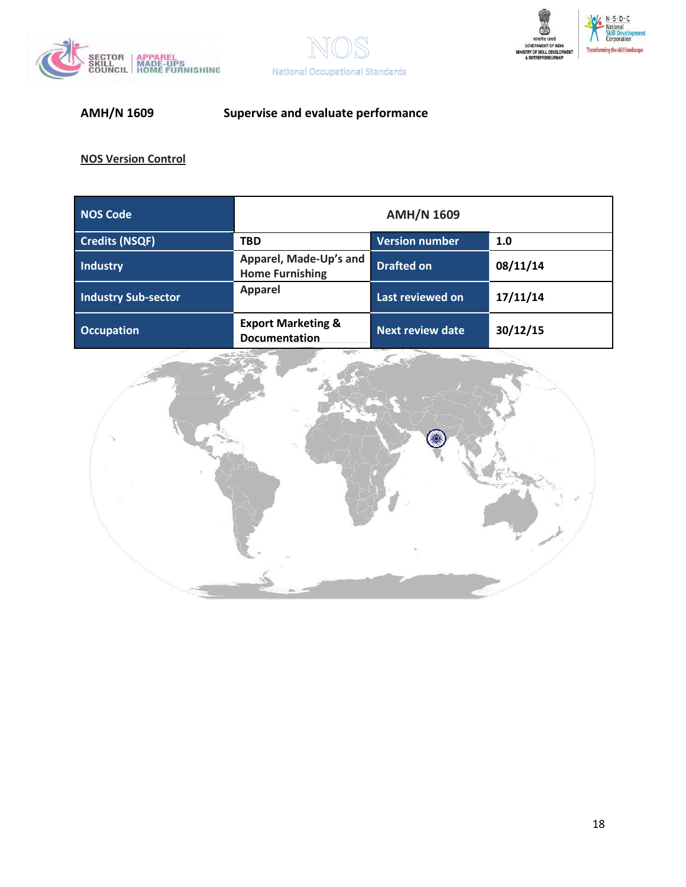**AMH/N 1609** **Supervise and evaluate performance**

**NOS Version Control**

| NOS Code | AMH/N 1609 | | |
|---|---|---|---|
| Credits (NSQF) | TBD | Version number | 1.0 |
| Industry | Apparel, Made-Up's and Home Furnishing | Drafted on | 08/11/14 |
| Industry Sub-sector | Apparel | Last reviewed on | 17/11/14 |
| Occupation | Export Marketing & Documentation | Next review date | 30/12/15 |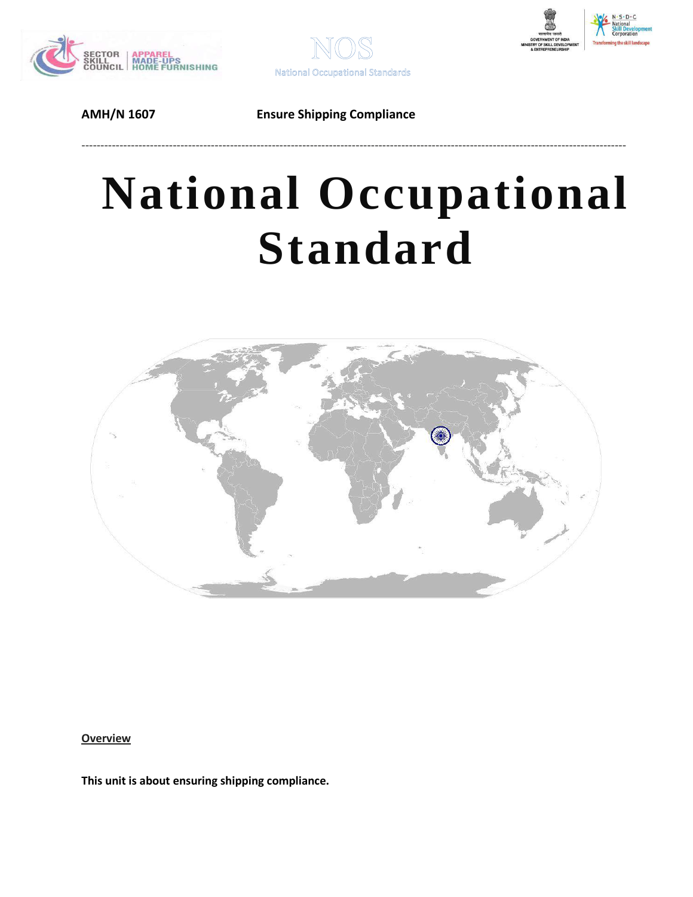AMH/N 1607 Ensure Shipping Compliance

---

# National Occupational Standard

**Overview**

**This unit is about ensuring shipping compliance.**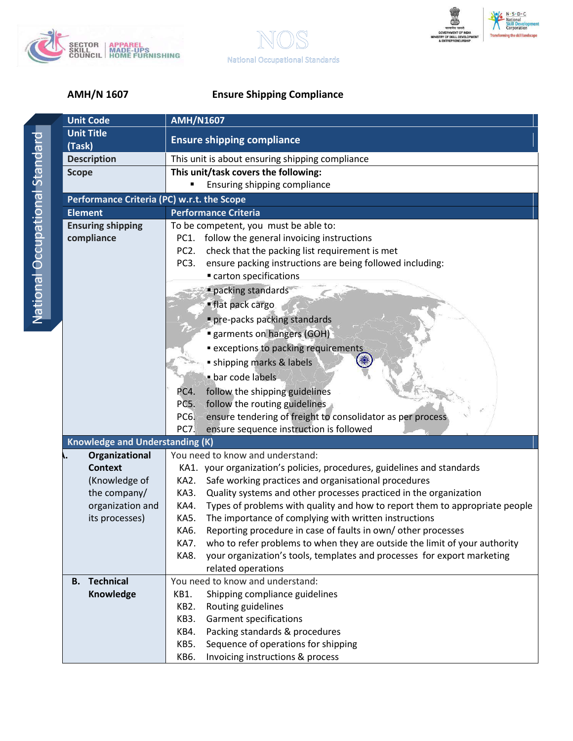AMH/N 1607 Ensure Shipping Compliance

| Unit Code | AMH/N1607 |
|---|---|
| Unit Title (Task) | Ensure shipping compliance |
| Description | This unit is about ensuring shipping compliance |
| Scope | **This unit/task covers the following:**<br>▪ Ensuring shipping compliance |
| **Performance Criteria (PC) w.r.t. the Scope** | |
| **Element** | **Performance Criteria** |
| **Ensuring shipping compliance** | To be competent, you must be able to:<br>PC1. follow the general invoicing instructions<br>PC2. check that the packing list requirement is met<br>PC3. ensure packing instructions are being followed including:<br>▪ carton specifications<br>▪ packing standards<br>▪ flat pack cargo<br>▪ pre-packs packing standards<br>▪ garments on hangers (GOH)<br>▪ exceptions to packing requirements<br>▪ shipping marks & labels<br>▪ bar code labels<br>PC4. follow the shipping guidelines<br>PC5. follow the routing guidelines<br>PC6. ensure tendering of freight to consolidator as per process<br>PC7. ensure sequence instruction is followed |
| **Knowledge and Understanding (K)** | |
| **A. Organizational Context** (Knowledge of the company/ organization and its processes) | You need to know and understand:<br>KA1. your organization's policies, procedures, guidelines and standards<br>KA2. Safe working practices and organisational procedures<br>KA3. Quality systems and other processes practiced in the organization<br>KA4. Types of problems with quality and how to report them to appropriate people<br>KA5. The importance of complying with written instructions<br>KA6. Reporting procedure in case of faults in own/ other processes<br>KA7. who to refer problems to when they are outside the limit of your authority<br>KA8. your organization's tools, templates and processes for export marketing related operations |
| **B. Technical Knowledge** | You need to know and understand:<br>KB1. Shipping compliance guidelines<br>KB2. Routing guidelines<br>KB3. Garment specifications<br>KB4. Packing standards & procedures<br>KB5. Sequence of operations for shipping<br>KB6. Invoicing instructions & process |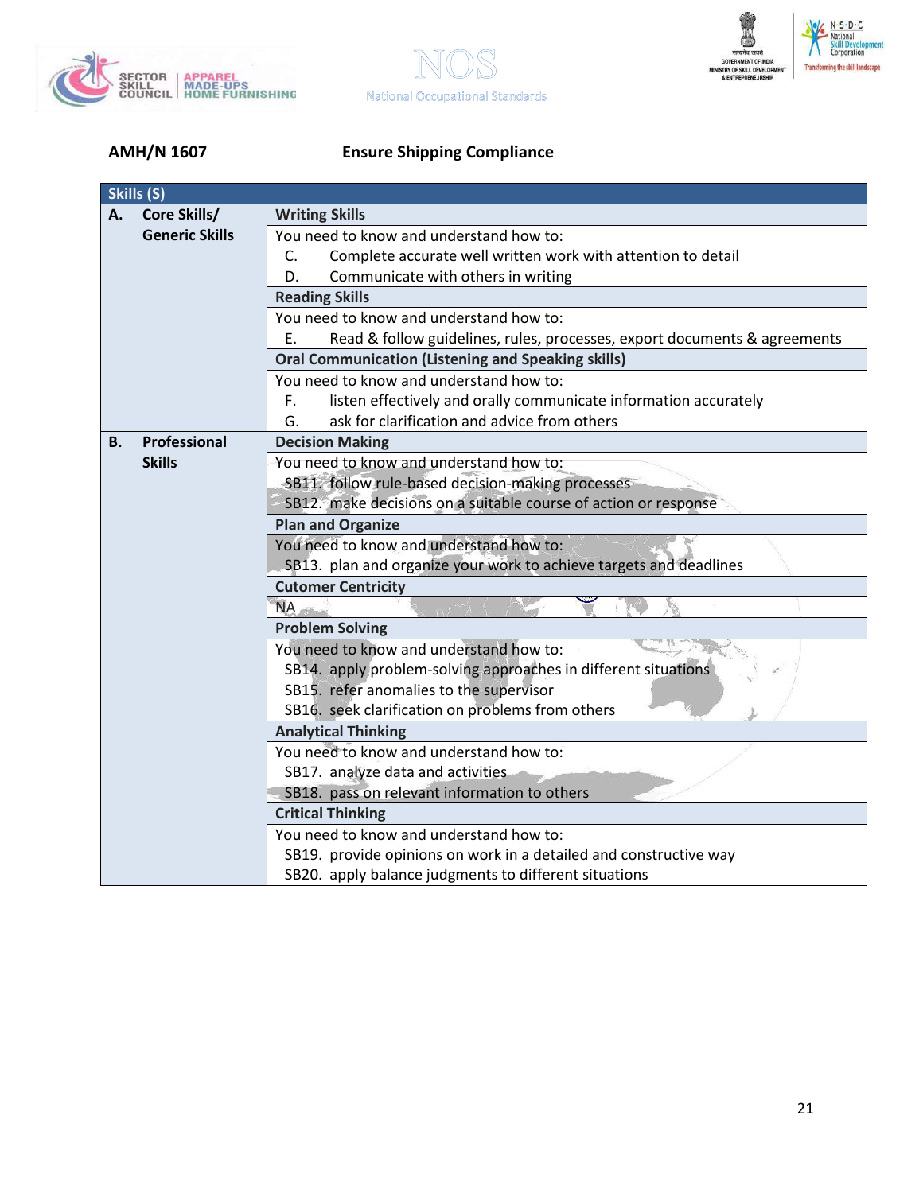**AMH/N 1607 Ensure Shipping Compliance**

| Skills (S) | | |
|---|---|---|
| **A.** | **Core Skills/ Generic Skills** | **Writing Skills** |
| | | You need to know and understand how to:<br>C. Complete accurate well written work with attention to detail<br>D. Communicate with others in writing |
| | | **Reading Skills** |
| | | You need to know and understand how to:<br>E. Read & follow guidelines, rules, processes, export documents & agreements |
| | | **Oral Communication (Listening and Speaking skills)** |
| | | You need to know and understand how to:<br>F. listen effectively and orally communicate information accurately<br>G. ask for clarification and advice from others |
| **B.** | **Professional Skills** | **Decision Making** |
| | | You need to know and understand how to:<br>SB11. follow rule-based decision-making processes<br>SB12. make decisions on a suitable course of action or response |
| | | **Plan and Organize** |
| | | You need to know and understand how to:<br>SB13. plan and organize your work to achieve targets and deadlines |
| | | **Cutomer Centricity** |
| | | NA |
| | | **Problem Solving** |
| | | You need to know and understand how to:<br>SB14. apply problem-solving approaches in different situations<br>SB15. refer anomalies to the supervisor<br>SB16. seek clarification on problems from others |
| | | **Analytical Thinking** |
| | | You need to know and understand how to:<br>SB17. analyze data and activities<br>SB18. pass on relevant information to others |
| | | **Critical Thinking** |
| | | You need to know and understand how to:<br>SB19. provide opinions on work in a detailed and constructive way<br>SB20. apply balance judgments to different situations |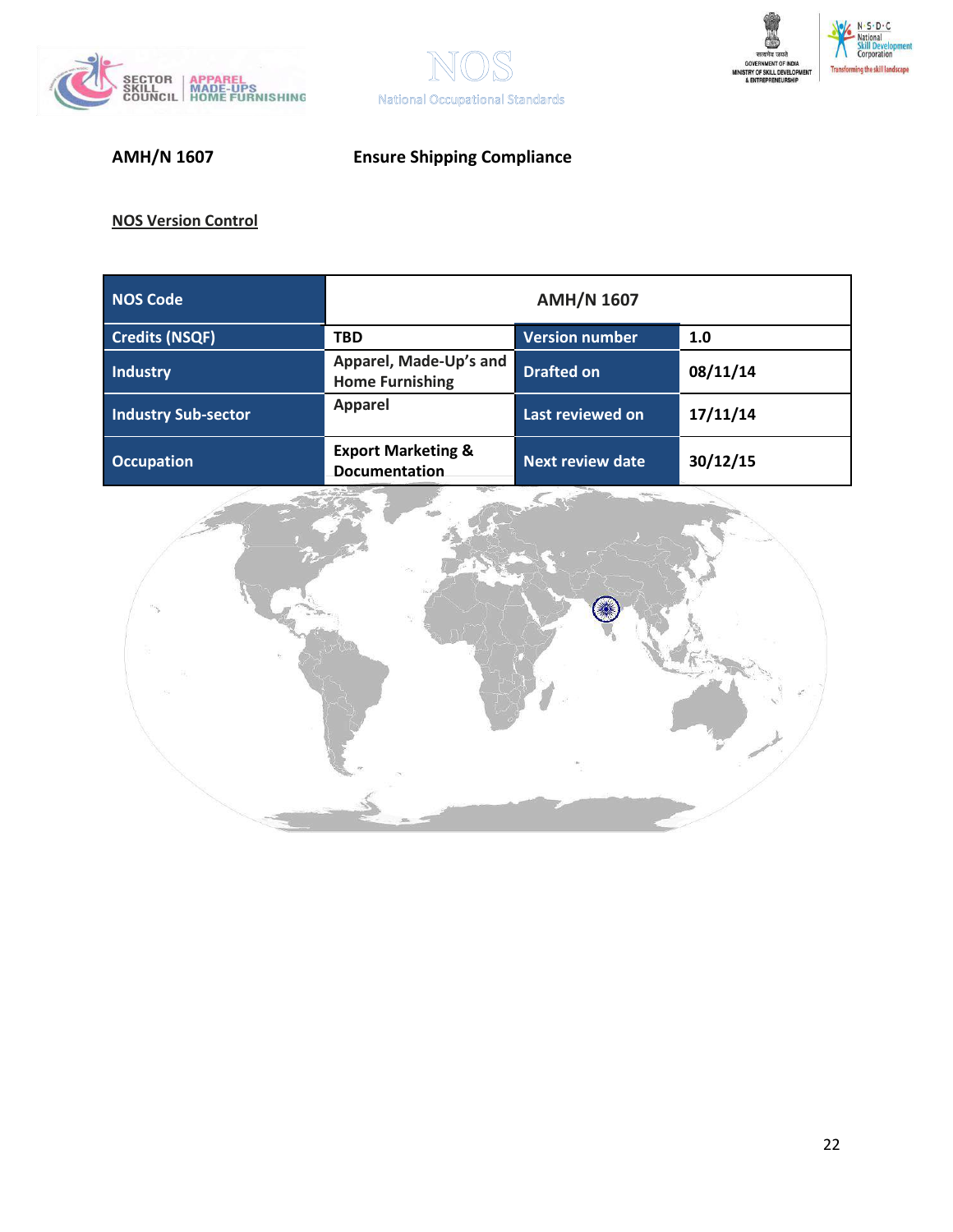**AMH/N 1607** **Ensure Shipping Compliance**

**NOS Version Control**

| NOS Code | AMH/N 1607 | | |
|---|---|---|---|
| Credits (NSQF) | TBD | Version number | 1.0 |
| Industry | Apparel, Made-Up's and Home Furnishing | Drafted on | 08/11/14 |
| Industry Sub-sector | Apparel | Last reviewed on | 17/11/14 |
| Occupation | Export Marketing & Documentation | Next review date | 30/12/15 |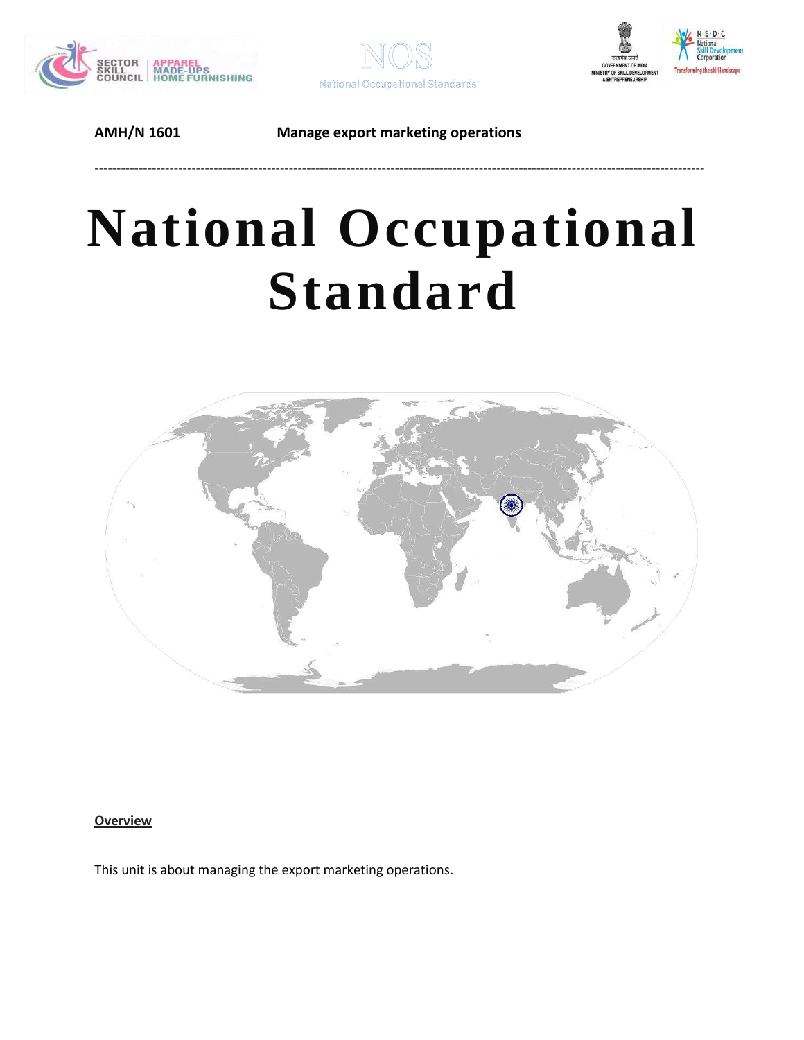AMH/N 1601 Manage export marketing operations

---

# National Occupational Standard

**Overview**

This unit is about managing the export marketing operations.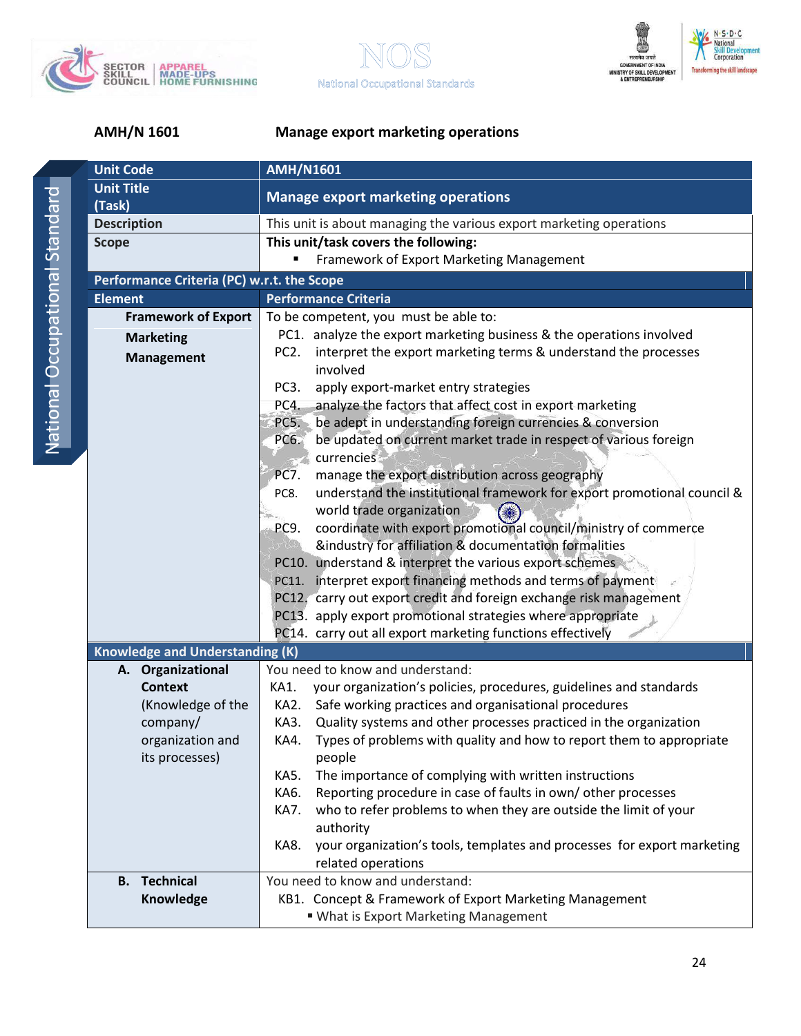**AMH/N 1601** **Manage export marketing operations**

| Unit Code | AMH/N1601 |
|---|---|
| Unit Title (Task) | **Manage export marketing operations** |
| Description | This unit is about managing the various export marketing operations |
| Scope | **This unit/task covers the following:**<br>▪ Framework of Export Marketing Management |
| **Performance Criteria (PC) w.r.t. the Scope** | |
| **Element** | **Performance Criteria** |
| **Framework of Export Marketing Management** | To be competent, you must be able to:<br>PC1. analyze the export marketing business & the operations involved<br>PC2. interpret the export marketing terms & understand the processes involved<br>PC3. apply export-market entry strategies<br>PC4. analyze the factors that affect cost in export marketing<br>PC5. be adept in understanding foreign currencies & conversion<br>PC6. be updated on current market trade in respect of various foreign currencies<br>PC7. manage the export distribution across geography<br>PC8. understand the institutional framework for export promotional council & world trade organization<br>PC9. coordinate with export promotional council/ministry of commerce &industry for affiliation & documentation formalities<br>PC10. understand & interpret the various export schemes<br>PC11. interpret export financing methods and terms of payment<br>PC12. carry out export credit and foreign exchange risk management<br>PC13. apply export promotional strategies where appropriate<br>PC14. carry out all export marketing functions effectively |
| **Knowledge and Understanding (K)** | |
| **A. Organizational Context** (Knowledge of the company/ organization and its processes) | You need to know and understand:<br>KA1. your organization's policies, procedures, guidelines and standards<br>KA2. Safe working practices and organisational procedures<br>KA3. Quality systems and other processes practiced in the organization<br>KA4. Types of problems with quality and how to report them to appropriate people<br>KA5. The importance of complying with written instructions<br>KA6. Reporting procedure in case of faults in own/ other processes<br>KA7. who to refer problems to when they are outside the limit of your authority<br>KA8. your organization's tools, templates and processes for export marketing related operations |
| **B. Technical Knowledge** | You need to know and understand:<br>KB1. Concept & Framework of Export Marketing Management<br>▪ What is Export Marketing Management |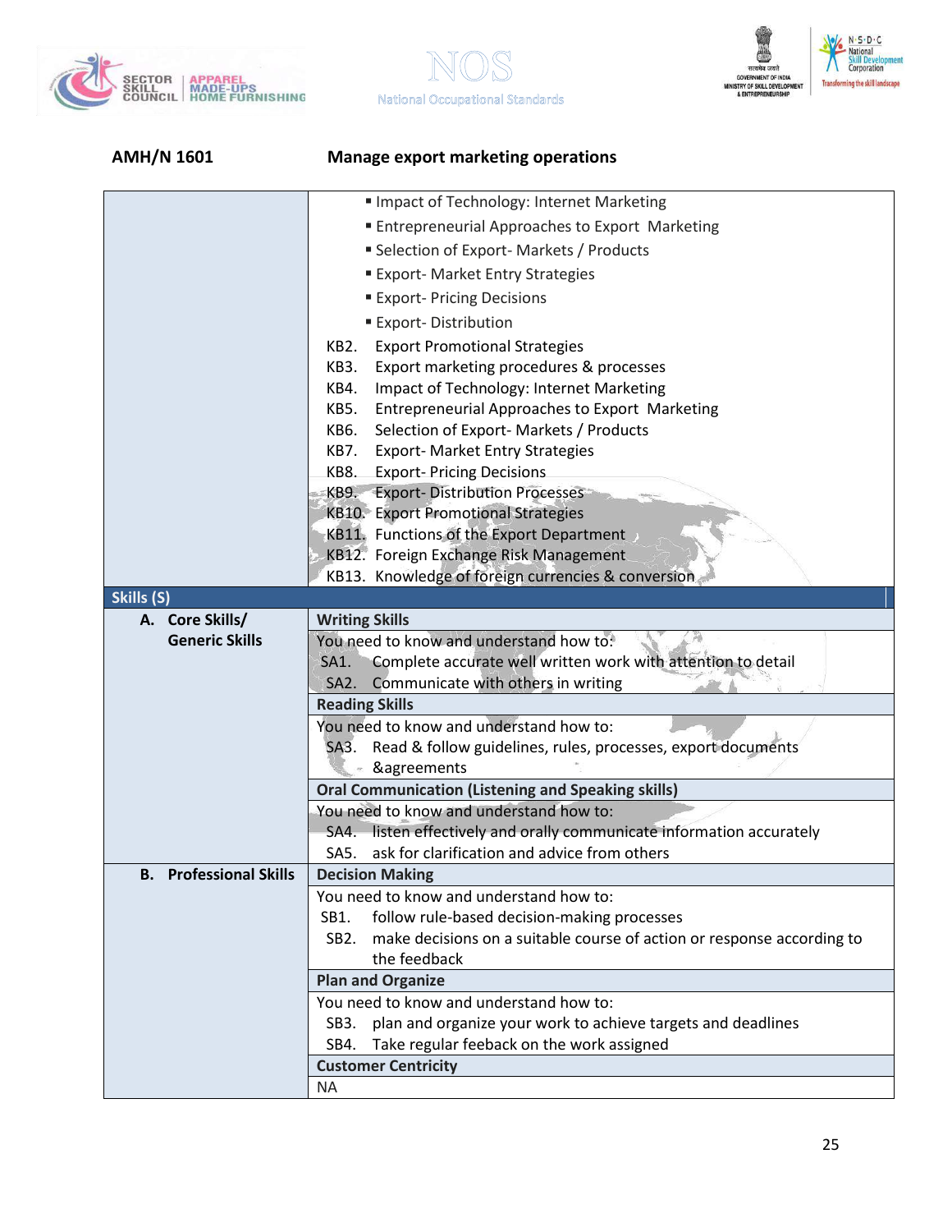## AMH/N 1601 Manage export marketing operations

| | |
|---|---|
| | ▪ Impact of Technology: Internet Marketing<br>▪ Entrepreneurial Approaches to Export Marketing<br>▪ Selection of Export- Markets / Products<br>▪ Export- Market Entry Strategies<br>▪ Export- Pricing Decisions<br>▪ Export- Distribution<br>KB2. Export Promotional Strategies<br>KB3. Export marketing procedures & processes<br>KB4. Impact of Technology: Internet Marketing<br>KB5. Entrepreneurial Approaches to Export Marketing<br>KB6. Selection of Export- Markets / Products<br>KB7. Export- Market Entry Strategies<br>KB8. Export- Pricing Decisions<br>KB9. Export- Distribution Processes<br>KB10. Export Promotional Strategies<br>KB11. Functions of the Export Department<br>KB12. Foreign Exchange Risk Management<br>KB13. Knowledge of foreign currencies & conversion |
| **Skills (S)** | |
| **A. Core Skills/ Generic Skills** | **Writing Skills** |
| | You need to know and understand how to:<br>SA1. Complete accurate well written work with attention to detail<br>SA2. Communicate with others in writing |
| | **Reading Skills** |
| | You need to know and understand how to:<br>SA3. Read & follow guidelines, rules, processes, export documents &agreements |
| | **Oral Communication (Listening and Speaking skills)** |
| | You need to know and understand how to:<br>SA4. listen effectively and orally communicate information accurately<br>SA5. ask for clarification and advice from others |
| **B. Professional Skills** | **Decision Making** |
| | You need to know and understand how to:<br>SB1. follow rule-based decision-making processes<br>SB2. make decisions on a suitable course of action or response according to the feedback |
| | **Plan and Organize** |
| | You need to know and understand how to:<br>SB3. plan and organize your work to achieve targets and deadlines<br>SB4. Take regular feeback on the work assigned |
| | **Customer Centricity** |
| | NA |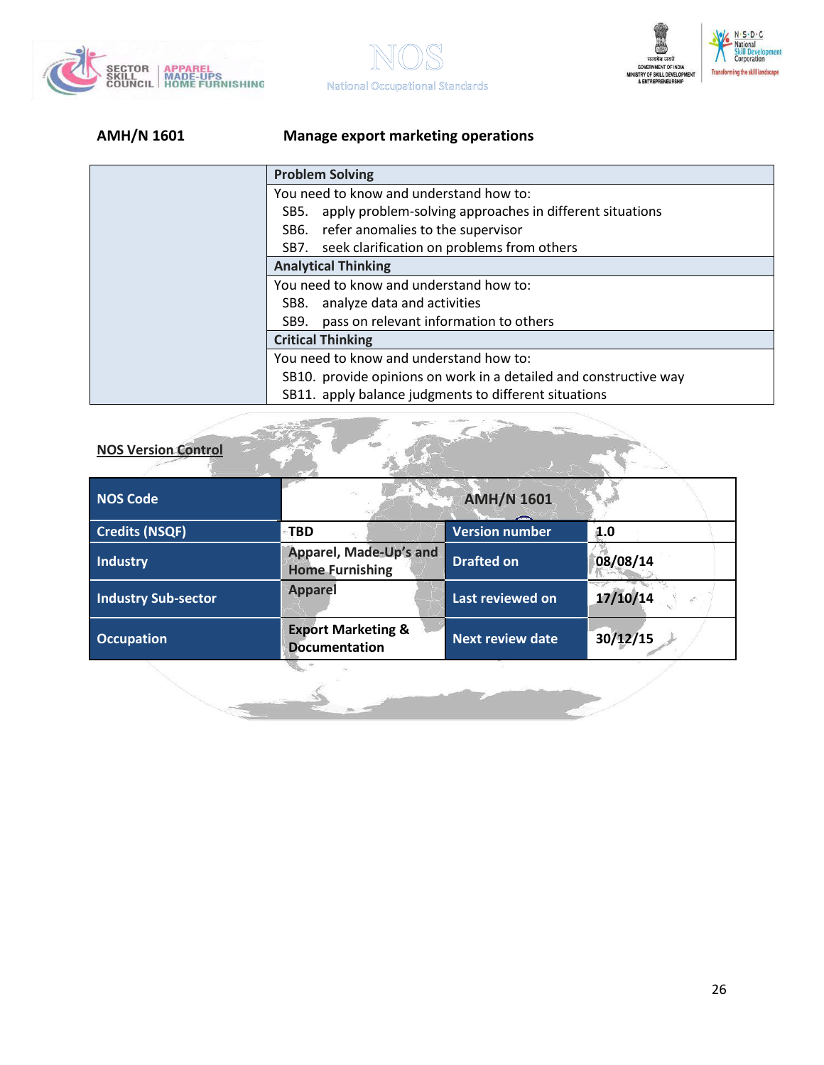**AMH/N 1601** **Manage export marketing operations**

| | |
|---|---|
| | **Problem Solving** |
| | You need to know and understand how to:<br>SB5. apply problem-solving approaches in different situations<br>SB6. refer anomalies to the supervisor<br>SB7. seek clarification on problems from others |
| | **Analytical Thinking** |
| | You need to know and understand how to:<br>SB8. analyze data and activities<br>SB9. pass on relevant information to others |
| | **Critical Thinking** |
| | You need to know and understand how to:<br>SB10. provide opinions on work in a detailed and constructive way<br>SB11. apply balance judgments to different situations |

**NOS Version Control**

| NOS Code | AMH/N 1601 | | |
|---|---|---|---|
| Credits (NSQF) | TBD | Version number | 1.0 |
| Industry | Apparel, Made-Up's and Home Furnishing | Drafted on | 08/08/14 |
| Industry Sub-sector | Apparel | Last reviewed on | 17/10/14 |
| Occupation | Export Marketing & Documentation | Next review date | 30/12/15 |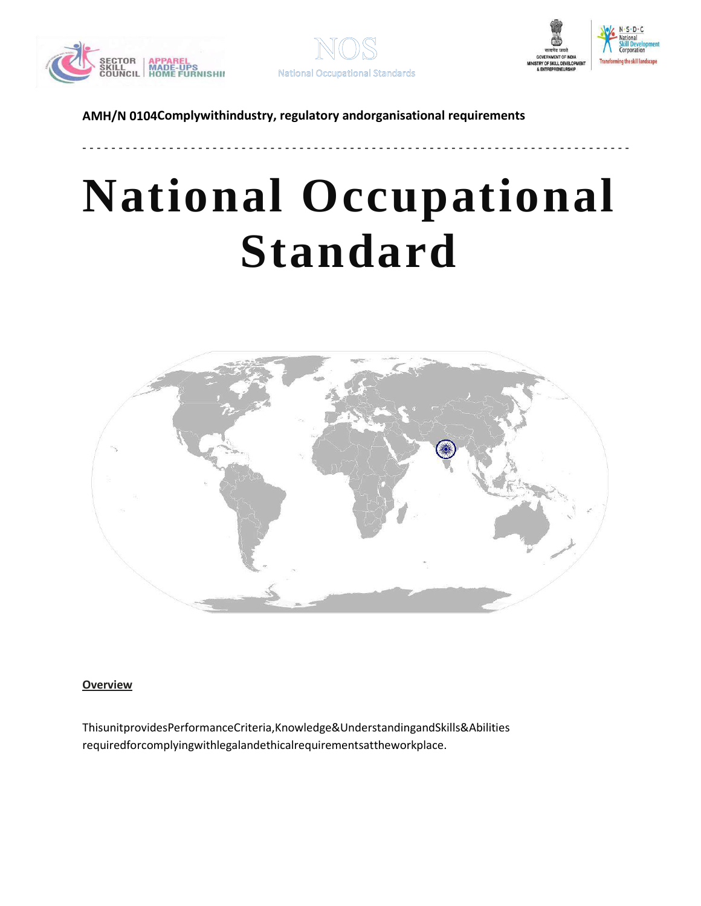**AMH/N 0104Complywithindustry, regulatory andorganisational requirements**

# National Occupational Standard

**Overview**

ThisunitprovidesPerformanceCriteria,Knowledge&UnderstandingandSkills&Abilities requiredforcomplyingwithlegalandethicalrequirementsattheworkplace.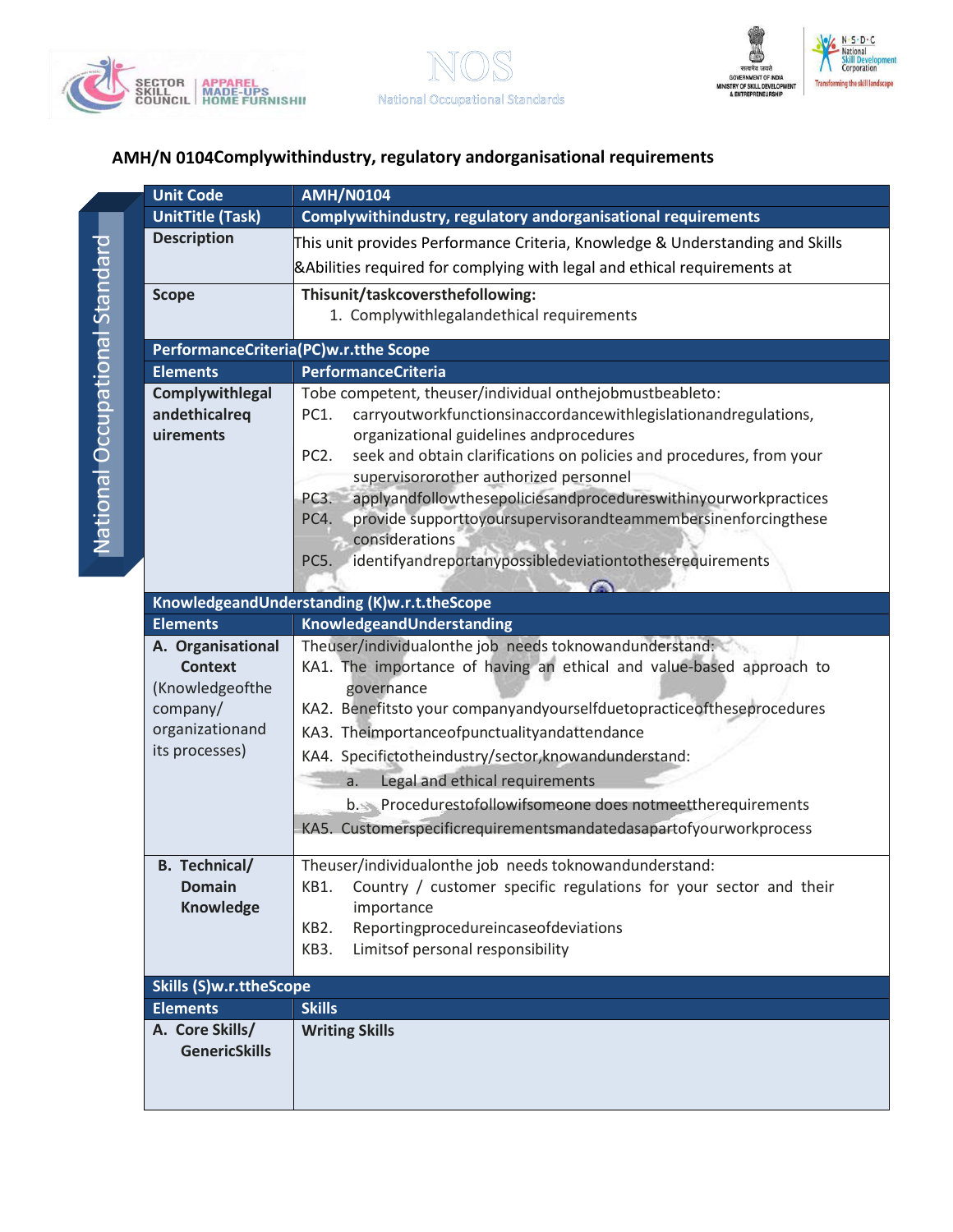## AMH/N 0104Complywithindustry, regulatory andorganisational requirements

| Unit Code | AMH/N0104 |
|---|---|
| UnitTitle (Task) | Complywithindustry, regulatory andorganisational requirements |
| Description | This unit provides Performance Criteria, Knowledge & Understanding and Skills &Abilities required for complying with legal and ethical requirements at |
| Scope | Thisunit/taskcoversthefollowing:<br>1. Complywithlegalandethical requirements |
| **PerformanceCriteria(PC)w.r.tthe Scope** | |
| **Elements** | **PerformanceCriteria** |
| **Complywithlegal andethicalrequirements** | Tobe competent, theuser/individual onthejobmustbeableto:<br>PC1. carryoutworkfunctionsinaccordancewithlegislationandregulations, organizational guidelines andprocedures<br>PC2. seek and obtain clarifications on policies and procedures, from your supervisororother authorized personnel<br>PC3. applyandfollowthesepoliciesandprocedureswithinyourworkpractices<br>PC4. provide supporttoyoursupervisorandteammembersinenforcingthese considerations<br>PC5. identifyandreportanypossibledeviationtotheserequirements |
| **KnowledgeandUnderstanding (K)w.r.t.theScope** | |
| **Elements** | **KnowledgeandUnderstanding** |
| **A. Organisational Context** (Knowledgeofthe company/ organizationand its processes) | Theuser/individualonthe job needs toknowandunderstand:<br>KA1. The importance of having an ethical and value-based approach to governance<br>KA2. Benefitsto your companyandyourselfduetopracticeoftheseprocedures<br>KA3. Theimportanceofpunctualityandattendance<br>KA4. Specifictotheindustry/sector,knowandunderstand:<br>a. Legal and ethical requirements<br>b. Procedurestofollowifsomeone does notmeettherequirements<br>KA5. Customerspecificrequirementsmandatedasapartofyourworkprocess |
| **B. Technical/ Domain Knowledge** | Theuser/individualonthe job needs toknowandunderstand:<br>KB1. Country / customer specific regulations for your sector and their importance<br>KB2. Reportingprocedureincaseofdeviations<br>KB3. Limitsof personal responsibility |
| **Skills (S)w.r.ttheScope** | |
| **Elements** | **Skills** |
| **A. Core Skills/ GenericSkills** | **Writing Skills** |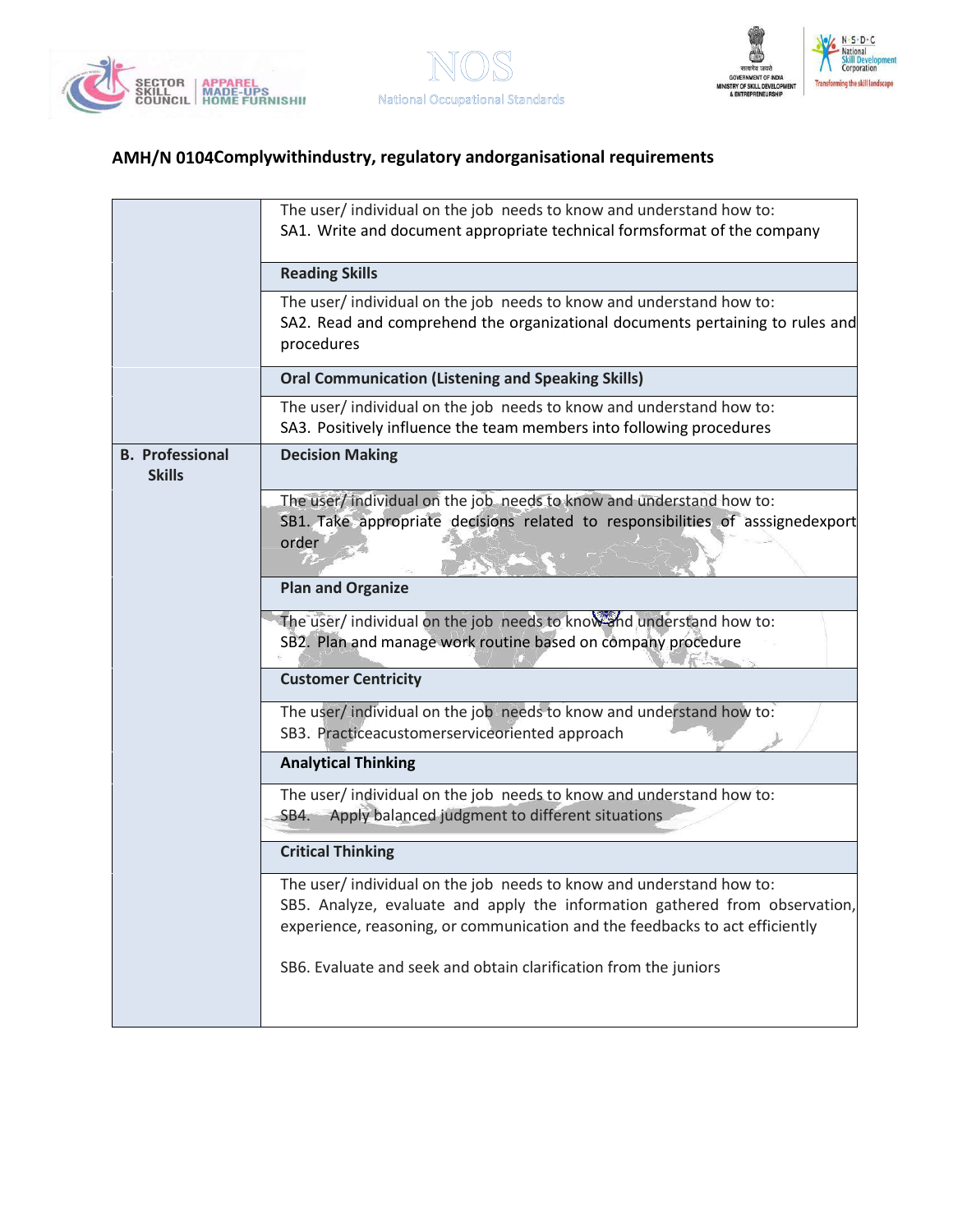## AMH/N 0104Complywithindustry, regulatory andorganisational requirements

| | |
|---|---|
| | The user/ individual on the job needs to know and understand how to:<br>SA1. Write and document appropriate technical formsformat of the company |
| | **Reading Skills** |
| | The user/ individual on the job needs to know and understand how to:<br>SA2. Read and comprehend the organizational documents pertaining to rules and procedures |
| | **Oral Communication (Listening and Speaking Skills)** |
| | The user/ individual on the job needs to know and understand how to:<br>SA3. Positively influence the team members into following procedures |
| **B. Professional Skills** | **Decision Making** |
| | The user/ individual on the job needs to know and understand how to:<br>SB1. Take appropriate decisions related to responsibilities of asssignedexport order |
| | **Plan and Organize** |
| | The user/ individual on the job needs to know and understand how to:<br>SB2. Plan and manage work routine based on company procedure |
| | **Customer Centricity** |
| | The user/ individual on the job needs to know and understand how to:<br>SB3. Practiceacustomerserviceoriented approach |
| | **Analytical Thinking** |
| | The user/ individual on the job needs to know and understand how to:<br>SB4. Apply balanced judgment to different situations |
| | **Critical Thinking** |
| | The user/ individual on the job needs to know and understand how to:<br>SB5. Analyze, evaluate and apply the information gathered from observation, experience, reasoning, or communication and the feedbacks to act efficiently<br><br>SB6. Evaluate and seek and obtain clarification from the juniors |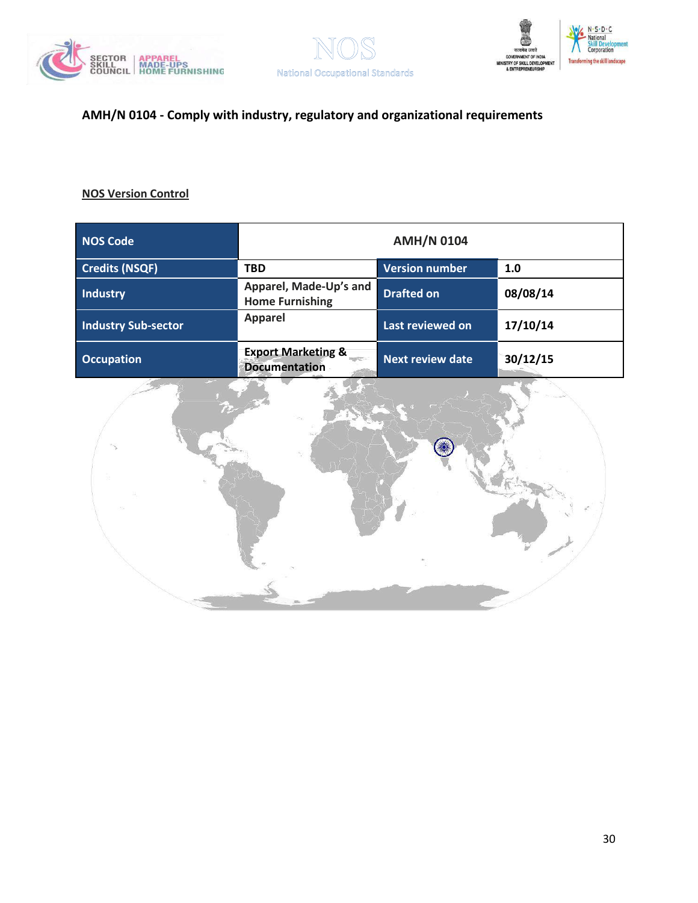**AMH/N 0104 - Comply with industry, regulatory and organizational requirements**

**NOS Version Control**

| NOS Code | AMH/N 0104 | | |
|---|---|---|---|
| Credits (NSQF) | TBD | Version number | 1.0 |
| Industry | Apparel, Made-Up's and Home Furnishing | Drafted on | 08/08/14 |
| Industry Sub-sector | Apparel | Last reviewed on | 17/10/14 |
| Occupation | Export Marketing & Documentation | Next review date | 30/12/15 |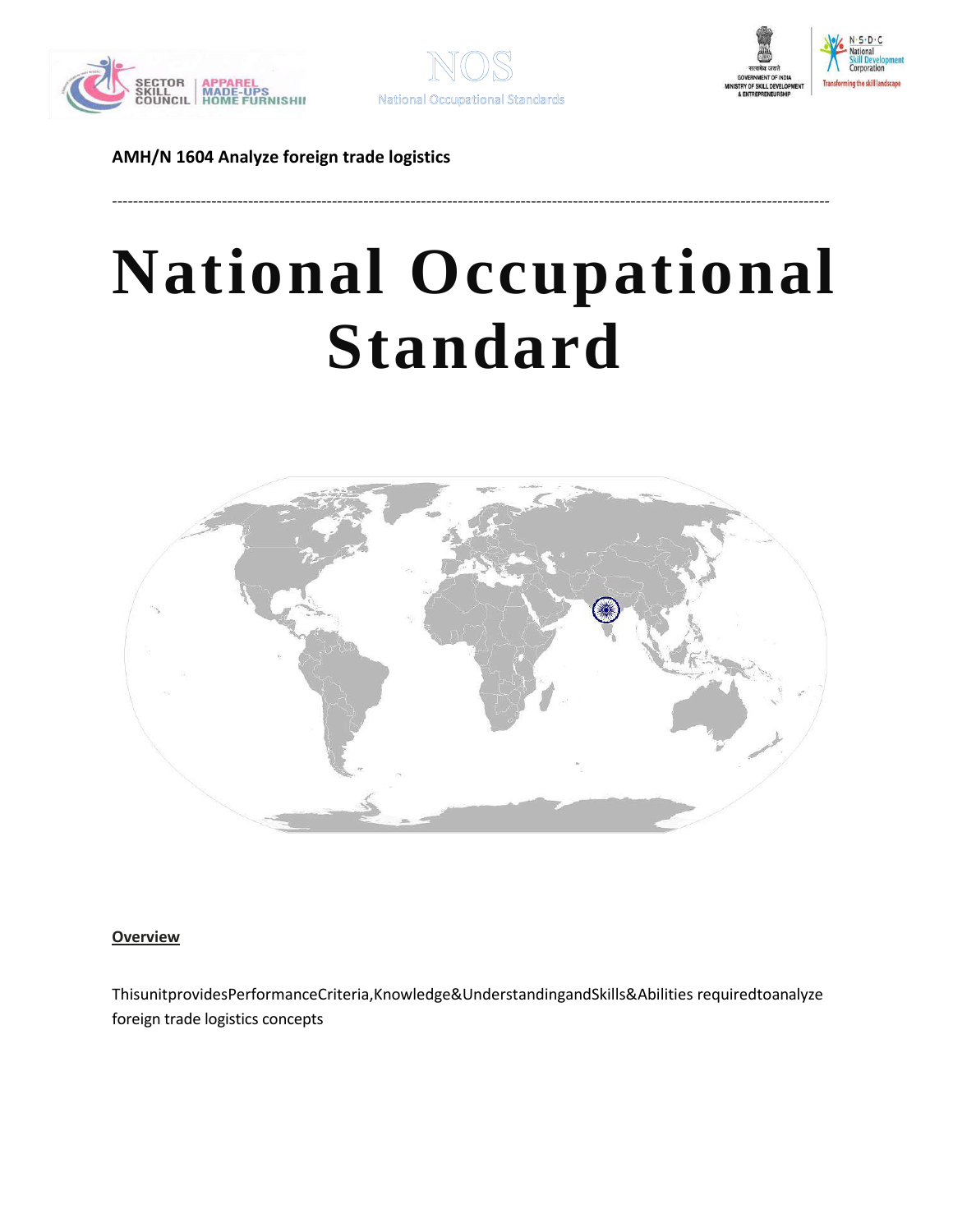**AMH/N 1604 Analyze foreign trade logistics**

---

# National Occupational Standard

**Overview**

ThisunitprovidesPerformanceCriteria,Knowledge&UnderstandingandSkills&Abilities requiredtoanalyze foreign trade logistics concepts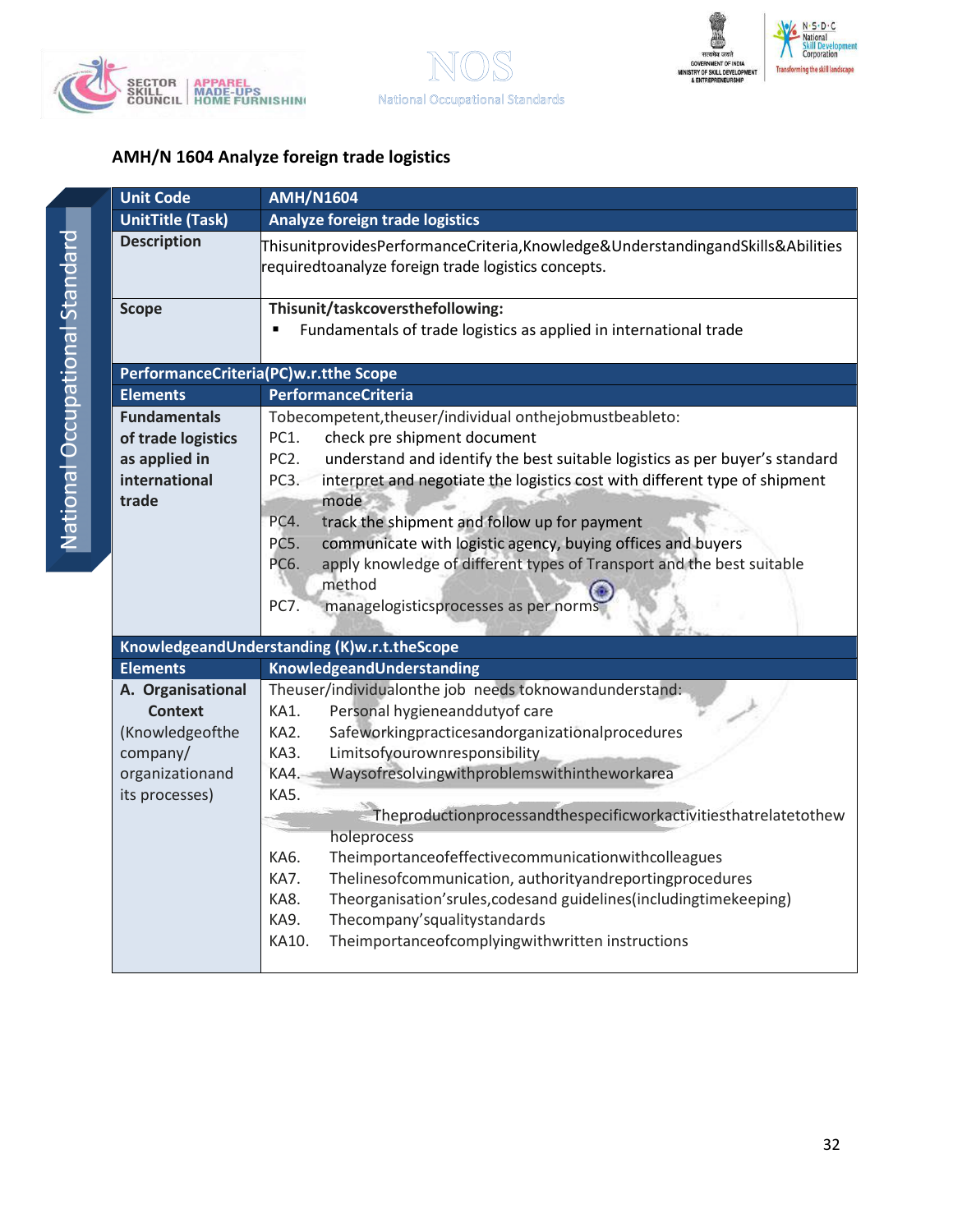## AMH/N 1604 Analyze foreign trade logistics

| Unit Code | AMH/N1604 |
|---|---|
| UnitTitle (Task) | Analyze foreign trade logistics |
| Description | ThisunitprovidesPerformanceCriteria,Knowledge&UnderstandingandSkills&Abilities requiredtoanalyze foreign trade logistics concepts. |
| Scope | Thisunit/taskcoversthefollowing:<br>▪ Fundamentals of trade logistics as applied in international trade |
| **PerformanceCriteria(PC)w.r.tthe Scope** | |
| **Elements** | **PerformanceCriteria** |
| **Fundamentals of trade logistics as applied in international trade** | Tobecompetent,theuser/individual onthejobmustbeableto:<br>PC1. check pre shipment document<br>PC2. understand and identify the best suitable logistics as per buyer's standard<br>PC3. interpret and negotiate the logistics cost with different type of shipment mode<br>PC4. track the shipment and follow up for payment<br>PC5. communicate with logistic agency, buying offices and buyers<br>PC6. apply knowledge of different types of Transport and the best suitable method<br>PC7. managelogisticsprocesses as per norms |
| **KnowledgeandUnderstanding (K)w.r.t.theScope** | |
| **Elements** | **KnowledgeandUnderstanding** |
| **A. Organisational Context**<br>(Knowledgeofthe company/ organizationand its processes) | Theuser/individualonthe job needs toknowandunderstand:<br>KA1. Personal hygieneanddutyof care<br>KA2. Safeworkingpracticesandorganizationalprocedures<br>KA3. Limitsofyourownresponsibility<br>KA4. Waysofresolvingwithproblemswithintheworkarea<br>KA5. Theproductionprocessandthespecificworkactivitiesthatrelatetothewholeprocess<br>KA6. Theimportanceofeffectivecommunicationwithcolleagues<br>KA7. Thelinesofcommunication, authorityandreportingprocedures<br>KA8. Theorganisation'srules,codesand guidelines(includingtimekeeping)<br>KA9. Thecompany'squalitystandards<br>KA10. Theimportanceofcomplyingwithwritten instructions |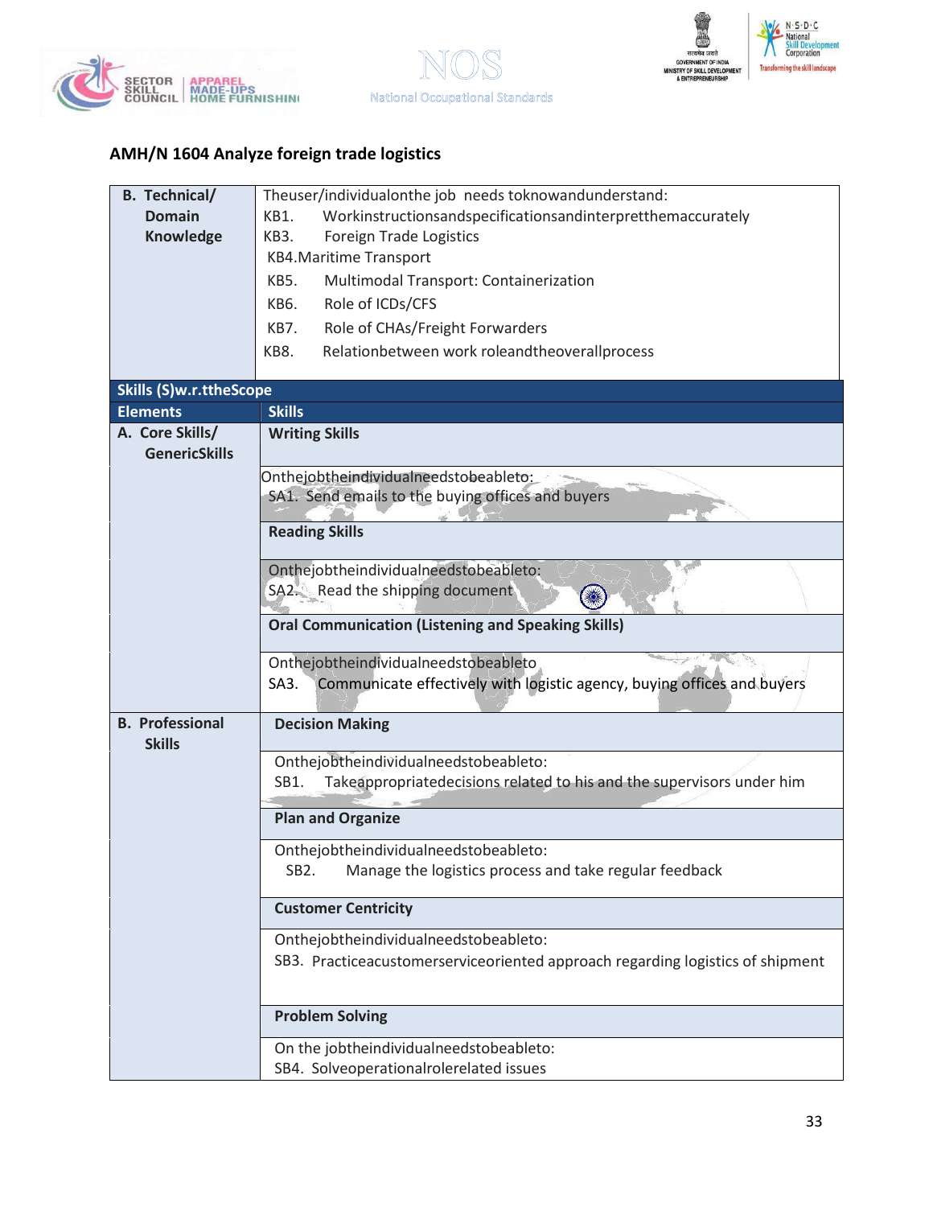## AMH/N 1604 Analyze foreign trade logistics

| | |
|---|---|
| **B. Technical/ Domain Knowledge** | Theuser/individualonthe job needs toknowandunderstand:<br>KB1. Workinstructionsandspecificationsandinterpretthemaccurately<br>KB3. Foreign Trade Logistics<br>KB4.Maritime Transport<br>KB5. Multimodal Transport: Containerization<br>KB6. Role of ICDs/CFS<br>KB7. Role of CHAs/Freight Forwarders<br>KB8. Relationbetween work roleandtheoverallprocess |
| **Skills (S)w.r.ttheScope** | |
| **Elements** | **Skills** |
| **A. Core Skills/ GenericSkills** | **Writing Skills** |
| | Onthejobtheindividualneedstobeableto:<br>SA1. Send emails to the buying offices and buyers |
| | **Reading Skills** |
| | Onthejobtheindividualneedstobeableto:<br>SA2. Read the shipping document |
| | **Oral Communication (Listening and Speaking Skills)** |
| | Onthejobtheindividualneedstobeableto<br>SA3. Communicate effectively with logistic agency, buying offices and buyers |
| **B. Professional Skills** | **Decision Making** |
| | Onthejobtheindividualneedstobeableto:<br>SB1. Takeappropriatedecisions related to his and the supervisors under him |
| | **Plan and Organize** |
| | Onthejobtheindividualneedstobeableto:<br>SB2. Manage the logistics process and take regular feedback |
| | **Customer Centricity** |
| | Onthejobtheindividualneedstobeableto:<br>SB3. Practiceacustomerserviceoriented approach regarding logistics of shipment |
| | **Problem Solving** |
| | On the jobtheindividualneedstobeableto:<br>SB4. Solveoperationalrolerelated issues |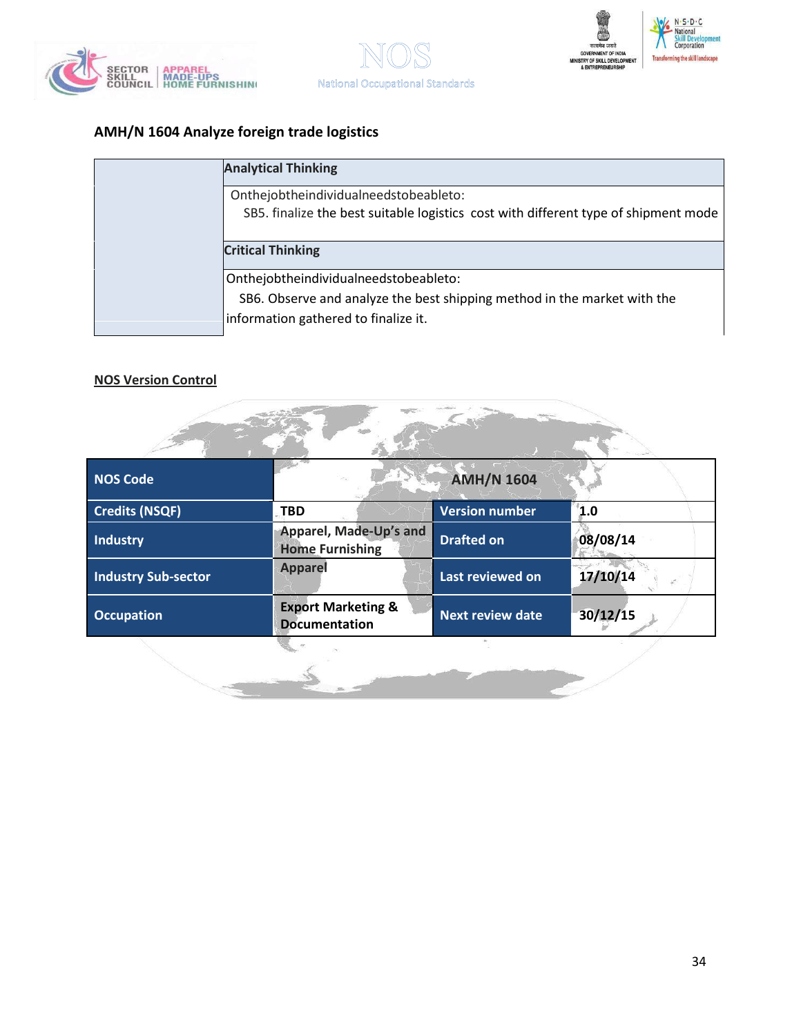## AMH/N 1604 Analyze foreign trade logistics

| | |
|---|---|
| | **Analytical Thinking** |
| | Onthejobtheindividualneedstobeableto: SB5. finalize the best suitable logistics cost with different type of shipment mode |
| | **Critical Thinking** |
| | Onthejobtheindividualneedstobeableto: SB6. Observe and analyze the best shipping method in the market with the information gathered to finalize it. |

### NOS Version Control

| NOS Code | AMH/N 1604 | | |
|---|---|---|---|
| Credits (NSQF) | TBD | Version number | 1.0 |
| Industry | Apparel, Made-Up's and Home Furnishing | Drafted on | 08/08/14 |
| Industry Sub-sector | Apparel | Last reviewed on | 17/10/14 |
| Occupation | Export Marketing & Documentation | Next review date | 30/12/15 |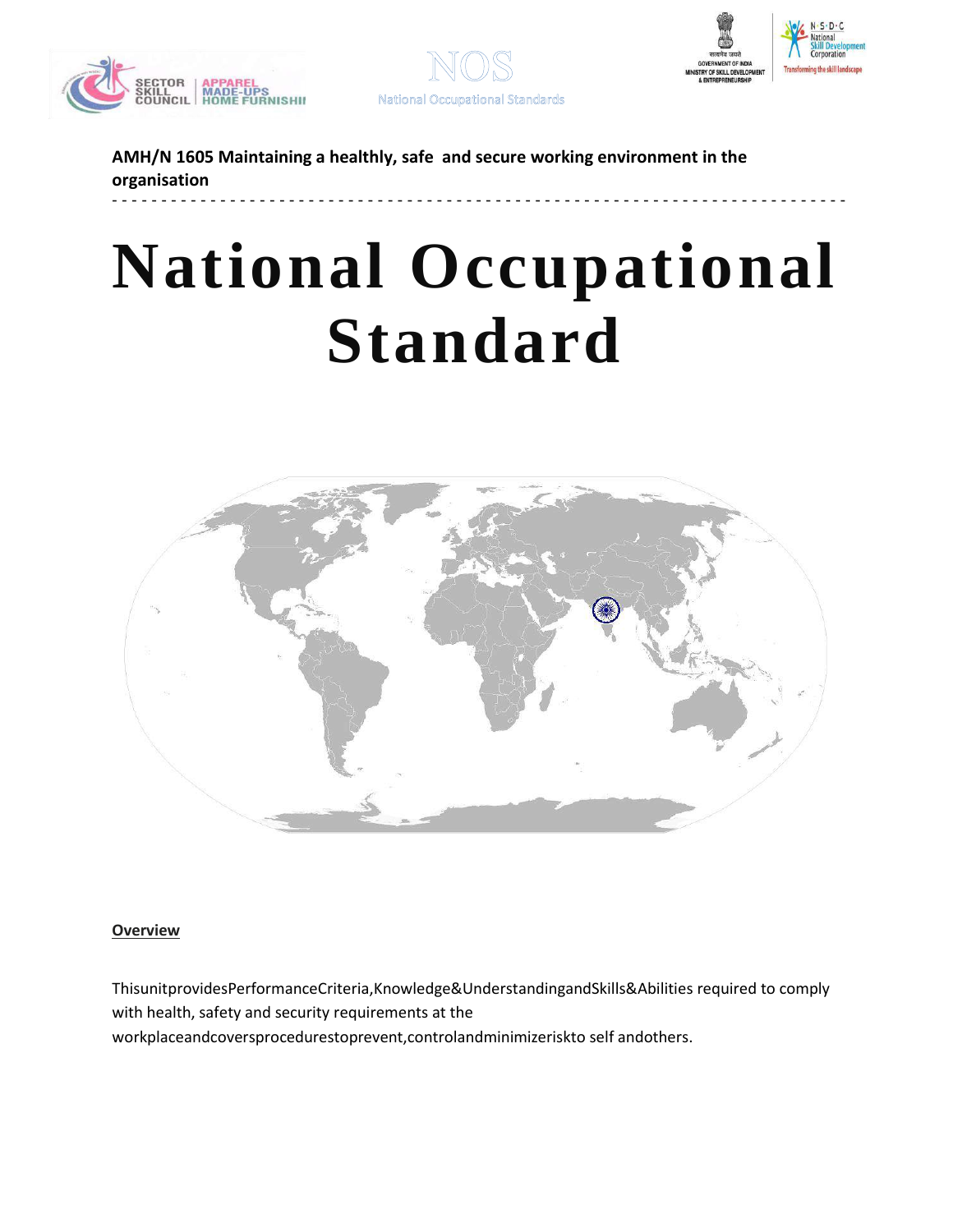**AMH/N 1605 Maintaining a healthly, safe and secure working environment in the organisation**

# National Occupational Standard

**Overview**

ThisunitprovidesPerformanceCriteria,Knowledge&UnderstandingandSkills&Abilities required to comply with health, safety and security requirements at the workplaceandcoversprocedurestoprevent,controlandminimizeriskto self andothers.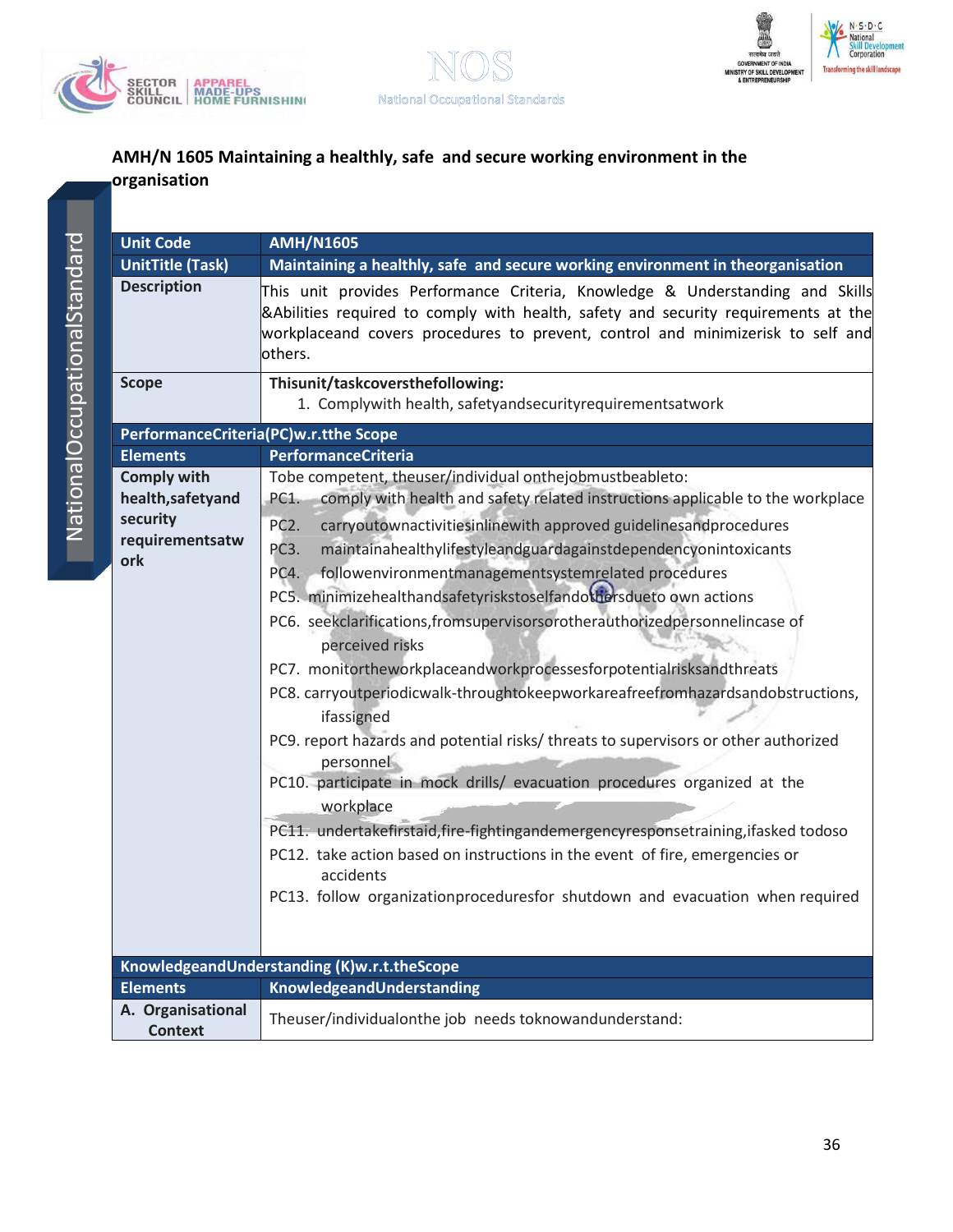## AMH/N 1605 Maintaining a healthy, safe and secure working environment in the organisation

| Unit Code | AMH/N1605 |
|---|---|
| UnitTitle (Task) | Maintaining a healthy, safe and secure working environment in theorganisation |
| Description | This unit provides Performance Criteria, Knowledge & Understanding and Skills &Abilities required to comply with health, safety and security requirements at the workplaceand covers procedures to prevent, control and minimizerisk to self and others. |
| Scope | Thisunit/taskcoversthefollowing:<br>1. Complywith health, safetyandsecurityrequirementsatwork |
| **PerformanceCriteria(PC)w.r.tthe Scope** | |
| **Elements** | **PerformanceCriteria** |
| **Comply with health,safetyand security requirementsatwork** | Tobe competent, theuser/individual onthejobmustbeableto:<br>PC1. comply with health and safety related instructions applicable to the workplace<br>PC2. carryoutownactivitiesinlinewith approved guidelinesandprocedures<br>PC3. maintainahealthylifestyleandguardagainstdependencyonintoxicants<br>PC4. followenvironmentmanagementsystemrelated procedures<br>PC5. minimizehealthandsafetyriskstoselfandothersdueto own actions<br>PC6. seekclarifications,fromsupervisorsorotherauthorizedpersonnelincase of perceived risks<br>PC7. monitortheworkplaceandworkprocessesforpotentialrisksandthreats<br>PC8. carryoutperiodicwalk-throughtokeepworkareafreefromhazardsandobstructions, ifassigned<br>PC9. report hazards and potential risks/ threats to supervisors or other authorized personnel<br>PC10. participate in mock drills/ evacuation procedures organized at the workplace<br>PC11. undertakefirstaid,fire-fightingandemergencyresponsetraining,ifasked todoso<br>PC12. take action based on instructions in the event of fire, emergencies or accidents<br>PC13. follow organizationproceduresfor shutdown and evacuation when required |
| **KnowledgeandUnderstanding (K)w.r.t.theScope** | |
| **Elements** | **KnowledgeandUnderstanding** |
| **A. Organisational Context** | Theuser/individualonthe job needs toknowandunderstand: |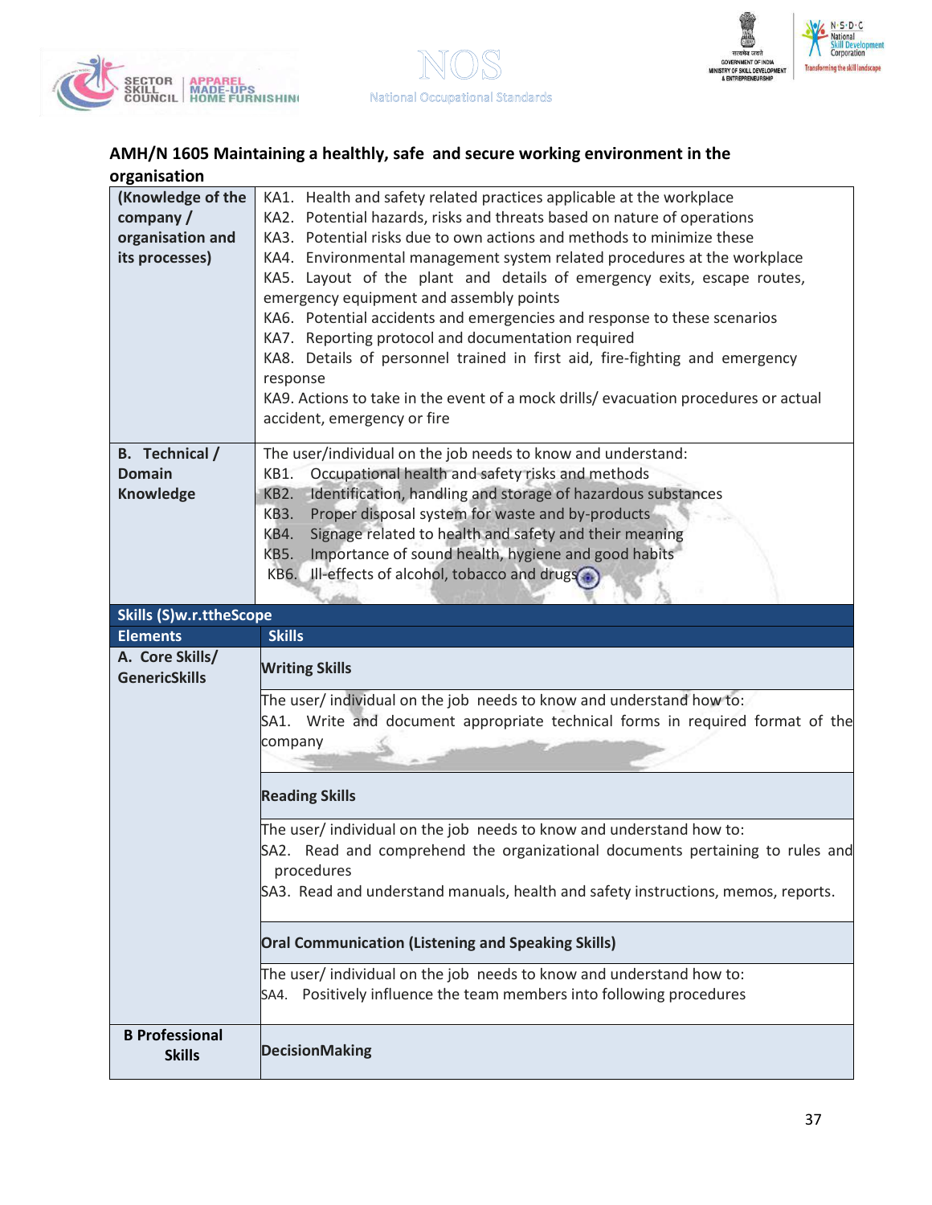## AMH/N 1605 Maintaining a healthly, safe and secure working environment in the organisation

| | |
|---|---|
| **(Knowledge of the company / organisation and its processes)** | KA1. Health and safety related practices applicable at the workplace<br>KA2. Potential hazards, risks and threats based on nature of operations<br>KA3. Potential risks due to own actions and methods to minimize these<br>KA4. Environmental management system related procedures at the workplace<br>KA5. Layout of the plant and details of emergency exits, escape routes, emergency equipment and assembly points<br>KA6. Potential accidents and emergencies and response to these scenarios<br>KA7. Reporting protocol and documentation required<br>KA8. Details of personnel trained in first aid, fire-fighting and emergency response<br>KA9. Actions to take in the event of a mock drills/ evacuation procedures or actual accident, emergency or fire |
| **B. Technical / Domain Knowledge** | The user/individual on the job needs to know and understand:<br>KB1. Occupational health and safety risks and methods<br>KB2. Identification, handling and storage of hazardous substances<br>KB3. Proper disposal system for waste and by-products<br>KB4. Signage related to health and safety and their meaning<br>KB5. Importance of sound health, hygiene and good habits<br>KB6. Ill-effects of alcohol, tobacco and drugs |
| **Skills (S)w.r.ttheScope** | |
| **Elements** | **Skills** |
| **A. Core Skills/ GenericSkills** | **Writing Skills** |
| | The user/ individual on the job needs to know and understand how to:<br>SA1. Write and document appropriate technical forms in required format of the company |
| | **Reading Skills** |
| | The user/ individual on the job needs to know and understand how to:<br>SA2. Read and comprehend the organizational documents pertaining to rules and procedures<br>SA3. Read and understand manuals, health and safety instructions, memos, reports. |
| | **Oral Communication (Listening and Speaking Skills)** |
| | The user/ individual on the job needs to know and understand how to:<br>SA4. Positively influence the team members into following procedures |
| **B Professional Skills** | **DecisionMaking** |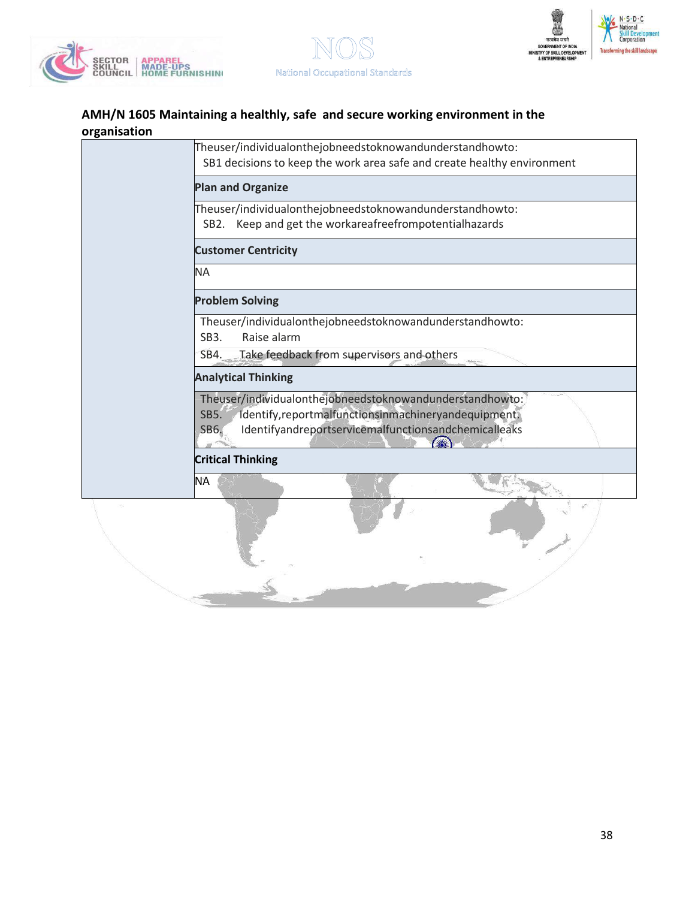## AMH/N 1605 Maintaining a healthy, safe and secure working environment in the organisation

| | |
|---|---|
| | Theuser/individualonthejobneedstoknowandunderstandhowto: SB1 decisions to keep the work area safe and create healthy environment |
| | **Plan and Organize** |
| | Theuser/individualonthejobneedstoknowandunderstandhowto: SB2. Keep and get the workareafreefrompotentialhazards |
| | **Customer Centricity** |
| | NA |
| | **Problem Solving** |
| | Theuser/individualonthejobneedstoknowandunderstandhowto: SB3. Raise alarm SB4. Take feedback from supervisors and others |
| | **Analytical Thinking** |
| | Theuser/individualonthejobneedstoknowandunderstandhowto: SB5. Identify,reportmalfunctionsinmachineryandequipment. SB6. Identifyandreportservicemalfunctionsandchemicalleaks |
| | **Critical Thinking** |
| | NA |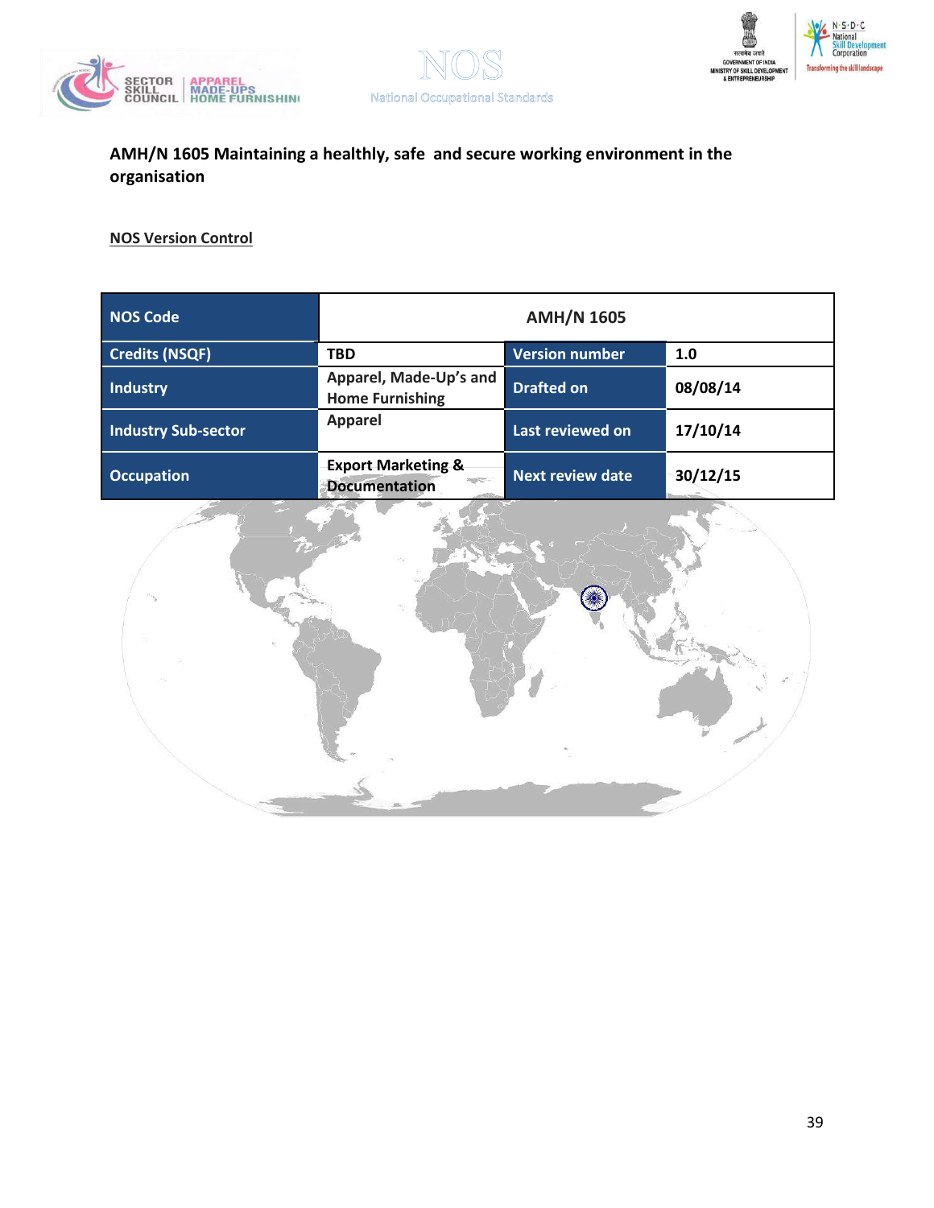## AMH/N 1605 Maintaining a healthly, safe and secure working environment in the organisation

**NOS Version Control**

| NOS Code | AMH/N 1605 | | |
|---|---|---|---|
| Credits (NSQF) | TBD | Version number | 1.0 |
| Industry | Apparel, Made-Up's and Home Furnishing | Drafted on | 08/08/14 |
| Industry Sub-sector | Apparel | Last reviewed on | 17/10/14 |
| Occupation | Export Marketing & Documentation | Next review date | 30/12/15 |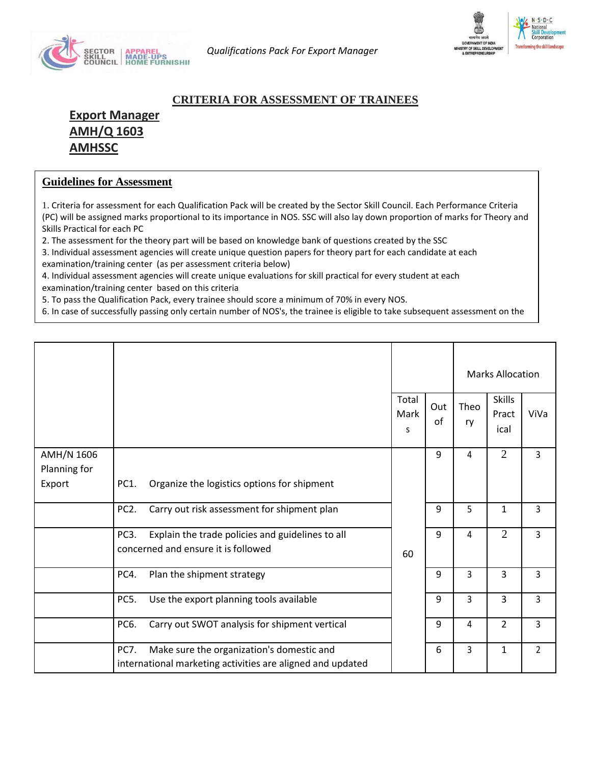## CRITERIA FOR ASSESSMENT OF TRAINEES

**Export Manager**
**AMH/Q 1603**
**AMHSSC**

### Guidelines for Assessment

1. Criteria for assessment for each Qualification Pack will be created by the Sector Skill Council. Each Performance Criteria (PC) will be assigned marks proportional to its importance in NOS. SSC will also lay down proportion of marks for Theory and Skills Practical for each PC
2. The assessment for the theory part will be based on knowledge bank of questions created by the SSC
3. Individual assessment agencies will create unique question papers for theory part for each candidate at each examination/training center (as per assessment criteria below)
4. Individual assessment agencies will create unique evaluations for skill practical for every student at each examination/training center based on this criteria
5. To pass the Qualification Pack, every trainee should score a minimum of 70% in every NOS.
6. In case of successfully passing only certain number of NOS's, the trainee is eligible to take subsequent assessment on the

| | | | | Marks Allocation | | |
|---|---|---|---|---|---|---|
| | | Total Marks | Out of | Theory | Skills Practical | ViVa |
| AMH/N 1606 Planning for Export | PC1. Organize the logistics options for shipment | 60 | 9 | 4 | 2 | 3 |
| | PC2. Carry out risk assessment for shipment plan | | 9 | 5 | 1 | 3 |
| | PC3. Explain the trade policies and guidelines to all concerned and ensure it is followed | | 9 | 4 | 2 | 3 |
| | PC4. Plan the shipment strategy | | 9 | 3 | 3 | 3 |
| | PC5. Use the export planning tools available | | 9 | 3 | 3 | 3 |
| | PC6. Carry out SWOT analysis for shipment vertical | | 9 | 4 | 2 | 3 |
| | PC7. Make sure the organization's domestic and international marketing activities are aligned and updated | | 6 | 3 | 1 | 2 |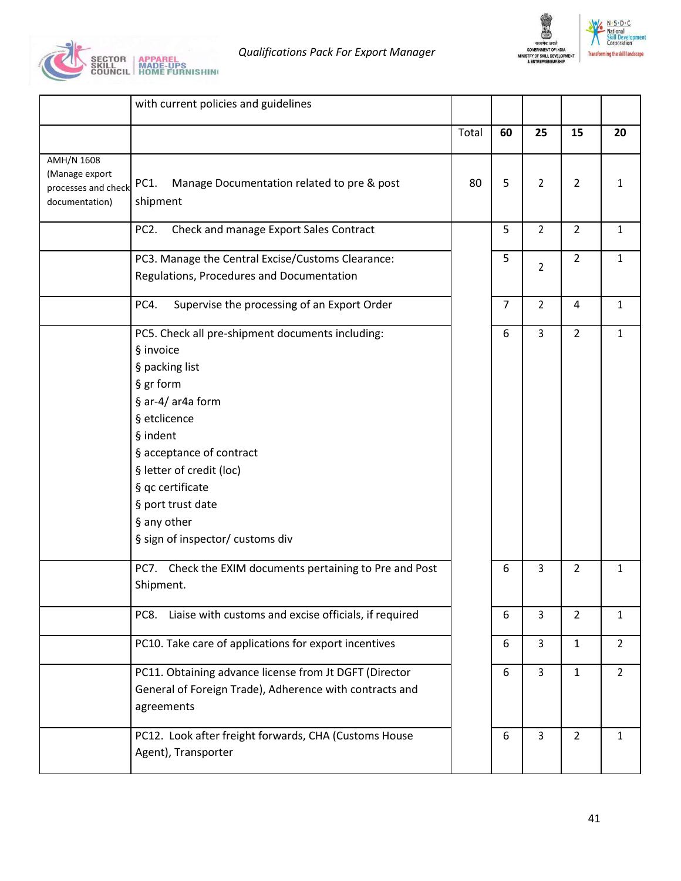| | | | | | | |
|---|---|---|---|---|---|---|
| | with current policies and guidelines | | | | | |
| | | Total | **60** | **25** | **15** | **20** |
| AMH/N 1608 (Manage export processes and check documentation) | PC1. Manage Documentation related to pre & post shipment | 80 | 5 | 2 | 2 | 1 |
| | PC2. Check and manage Export Sales Contract | | 5 | 2 | 2 | 1 |
| | PC3. Manage the Central Excise/Customs Clearance: Regulations, Procedures and Documentation | | 5 | 2 | 2 | 1 |
| | PC4. Supervise the processing of an Export Order | | 7 | 2 | 4 | 1 |
| | PC5. Check all pre-shipment documents including:<br>§ invoice<br>§ packing list<br>§ gr form<br>§ ar-4/ ar4a form<br>§ etclicence<br>§ indent<br>§ acceptance of contract<br>§ letter of credit (loc)<br>§ qc certificate<br>§ port trust date<br>§ any other<br>§ sign of inspector/ customs div | | 6 | 3 | 2 | 1 |
| | PC7. Check the EXIM documents pertaining to Pre and Post Shipment. | | 6 | 3 | 2 | 1 |
| | PC8. Liaise with customs and excise officials, if required | | 6 | 3 | 2 | 1 |
| | PC10. Take care of applications for export incentives | | 6 | 3 | 1 | 2 |
| | PC11. Obtaining advance license from Jt DGFT (Director General of Foreign Trade), Adherence with contracts and agreements | | 6 | 3 | 1 | 2 |
| | PC12. Look after freight forwards, CHA (Customs House Agent), Transporter | | 6 | 3 | 2 | 1 |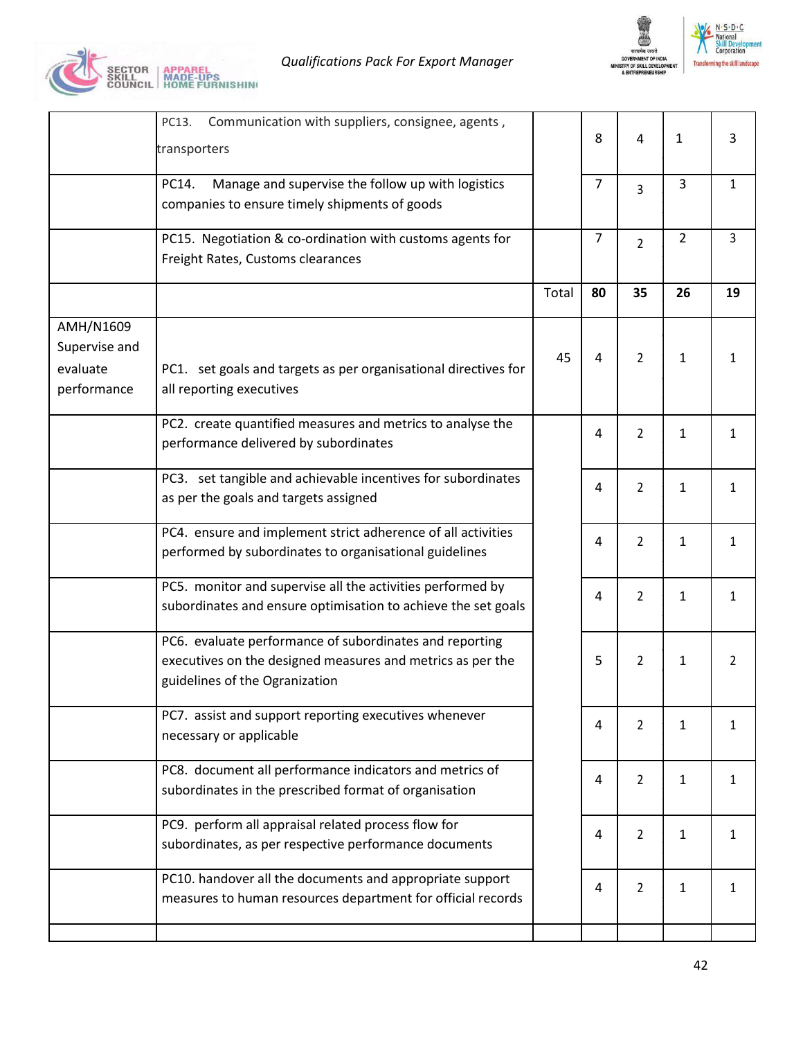| | | | | | | |
|---|---|---|---|---|---|---|
| | PC13. Communication with suppliers, consignee, agents , transporters | | 8 | 4 | 1 | 3 |
| | PC14. Manage and supervise the follow up with logistics companies to ensure timely shipments of goods | | 7 | 3 | 3 | 1 |
| | PC15. Negotiation & co-ordination with customs agents for Freight Rates, Customs clearances | | 7 | 2 | 2 | 3 |
| | | Total | **80** | **35** | **26** | **19** |
| AMH/N1609 Supervise and evaluate performance | PC1. set goals and targets as per organisational directives for all reporting executives | 45 | 4 | 2 | 1 | 1 |
| | PC2. create quantified measures and metrics to analyse the performance delivered by subordinates | | 4 | 2 | 1 | 1 |
| | PC3. set tangible and achievable incentives for subordinates as per the goals and targets assigned | | 4 | 2 | 1 | 1 |
| | PC4. ensure and implement strict adherence of all activities performed by subordinates to organisational guidelines | | 4 | 2 | 1 | 1 |
| | PC5. monitor and supervise all the activities performed by subordinates and ensure optimisation to achieve the set goals | | 4 | 2 | 1 | 1 |
| | PC6. evaluate performance of subordinates and reporting executives on the designed measures and metrics as per the guidelines of the Ogranization | | 5 | 2 | 1 | 2 |
| | PC7. assist and support reporting executives whenever necessary or applicable | | 4 | 2 | 1 | 1 |
| | PC8. document all performance indicators and metrics of subordinates in the prescribed format of organisation | | 4 | 2 | 1 | 1 |
| | PC9. perform all appraisal related process flow for subordinates, as per respective performance documents | | 4 | 2 | 1 | 1 |
| | PC10. handover all the documents and appropriate support measures to human resources department for official records | | 4 | 2 | 1 | 1 |
| | | | | | | |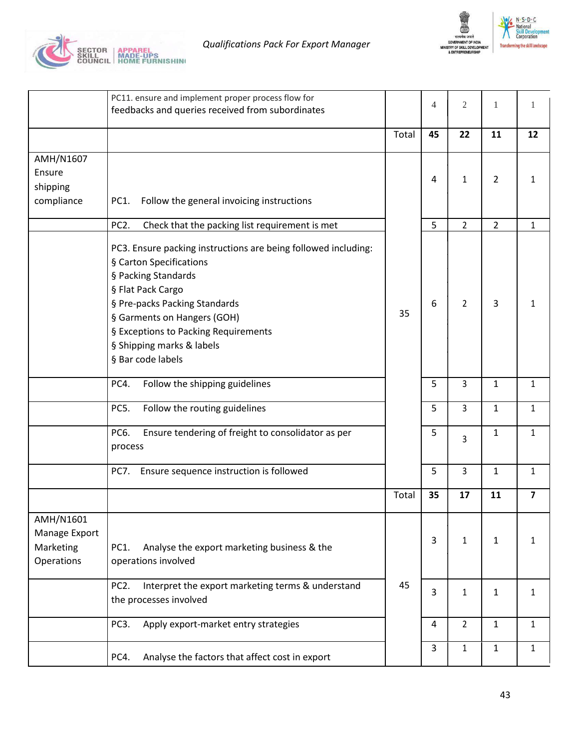| | | | | | | |
|---|---|---|---|---|---|---|
| | PC11. ensure and implement proper process flow for feedbacks and queries received from subordinates | | 4 | 2 | 1 | 1 |
| | | Total | **45** | **22** | **11** | **12** |
| AMH/N1607 Ensure shipping compliance | PC1. Follow the general invoicing instructions | 35 | 4 | 1 | 2 | 1 |
| | PC2. Check that the packing list requirement is met | | 5 | 2 | 2 | 1 |
| | PC3. Ensure packing instructions are being followed including:<br>§ Carton Specifications<br>§ Packing Standards<br>§ Flat Pack Cargo<br>§ Pre-packs Packing Standards<br>§ Garments on Hangers (GOH)<br>§ Exceptions to Packing Requirements<br>§ Shipping marks & labels<br>§ Bar code labels | | 6 | 2 | 3 | 1 |
| | PC4. Follow the shipping guidelines | | 5 | 3 | 1 | 1 |
| | PC5. Follow the routing guidelines | | 5 | 3 | 1 | 1 |
| | PC6. Ensure tendering of freight to consolidator as per process | | 5 | 3 | 1 | 1 |
| | PC7. Ensure sequence instruction is followed | | 5 | 3 | 1 | 1 |
| | | Total | **35** | **17** | **11** | **7** |
| AMH/N1601 Manage Export Marketing Operations | PC1. Analyse the export marketing business & the operations involved | 45 | 3 | 1 | 1 | 1 |
| | PC2. Interpret the export marketing terms & understand the processes involved | | 3 | 1 | 1 | 1 |
| | PC3. Apply export-market entry strategies | | 4 | 2 | 1 | 1 |
| | PC4. Analyse the factors that affect cost in export | | 3 | 1 | 1 | 1 |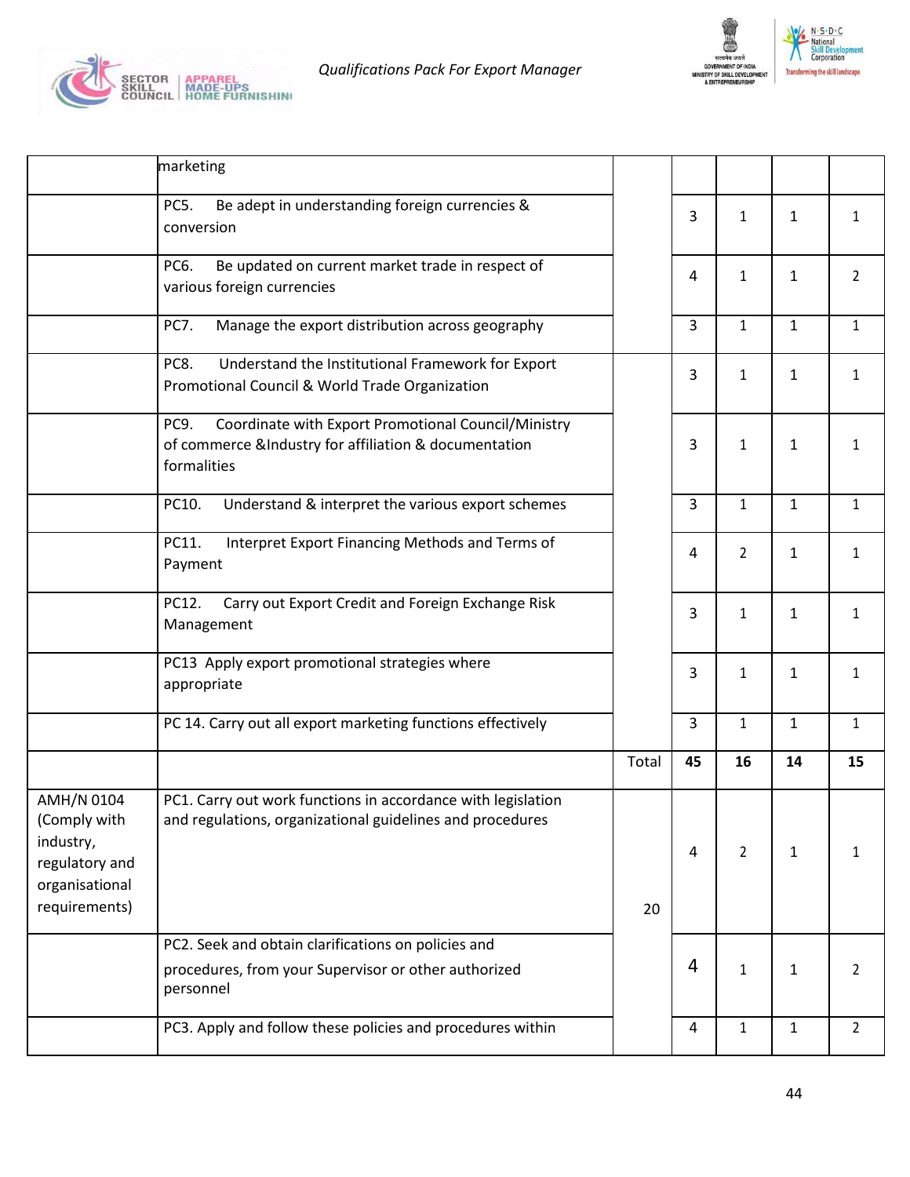| | | | | | | |
|---|---|---|---|---|---|---|
| | marketing | | | | | |
| | PC5. Be adept in understanding foreign currencies & conversion | | 3 | 1 | 1 | 1 |
| | PC6. Be updated on current market trade in respect of various foreign currencies | | 4 | 1 | 1 | 2 |
| | PC7. Manage the export distribution across geography | | 3 | 1 | 1 | 1 |
| | PC8. Understand the Institutional Framework for Export Promotional Council & World Trade Organization | | 3 | 1 | 1 | 1 |
| | PC9. Coordinate with Export Promotional Council/Ministry of commerce &Industry for affiliation & documentation formalities | | 3 | 1 | 1 | 1 |
| | PC10. Understand & interpret the various export schemes | | 3 | 1 | 1 | 1 |
| | PC11. Interpret Export Financing Methods and Terms of Payment | | 4 | 2 | 1 | 1 |
| | PC12. Carry out Export Credit and Foreign Exchange Risk Management | | 3 | 1 | 1 | 1 |
| | PC13 Apply export promotional strategies where appropriate | | 3 | 1 | 1 | 1 |
| | PC 14. Carry out all export marketing functions effectively | | 3 | 1 | 1 | 1 |
| | | Total | **45** | **16** | **14** | **15** |
| AMH/N 0104 (Comply with industry, regulatory and organisational requirements) | PC1. Carry out work functions in accordance with legislation and regulations, organizational guidelines and procedures | 20 | 4 | 2 | 1 | 1 |
| | PC2. Seek and obtain clarifications on policies and procedures, from your Supervisor or other authorized personnel | | 4 | 1 | 1 | 2 |
| | PC3. Apply and follow these policies and procedures within | | 4 | 1 | 1 | 2 |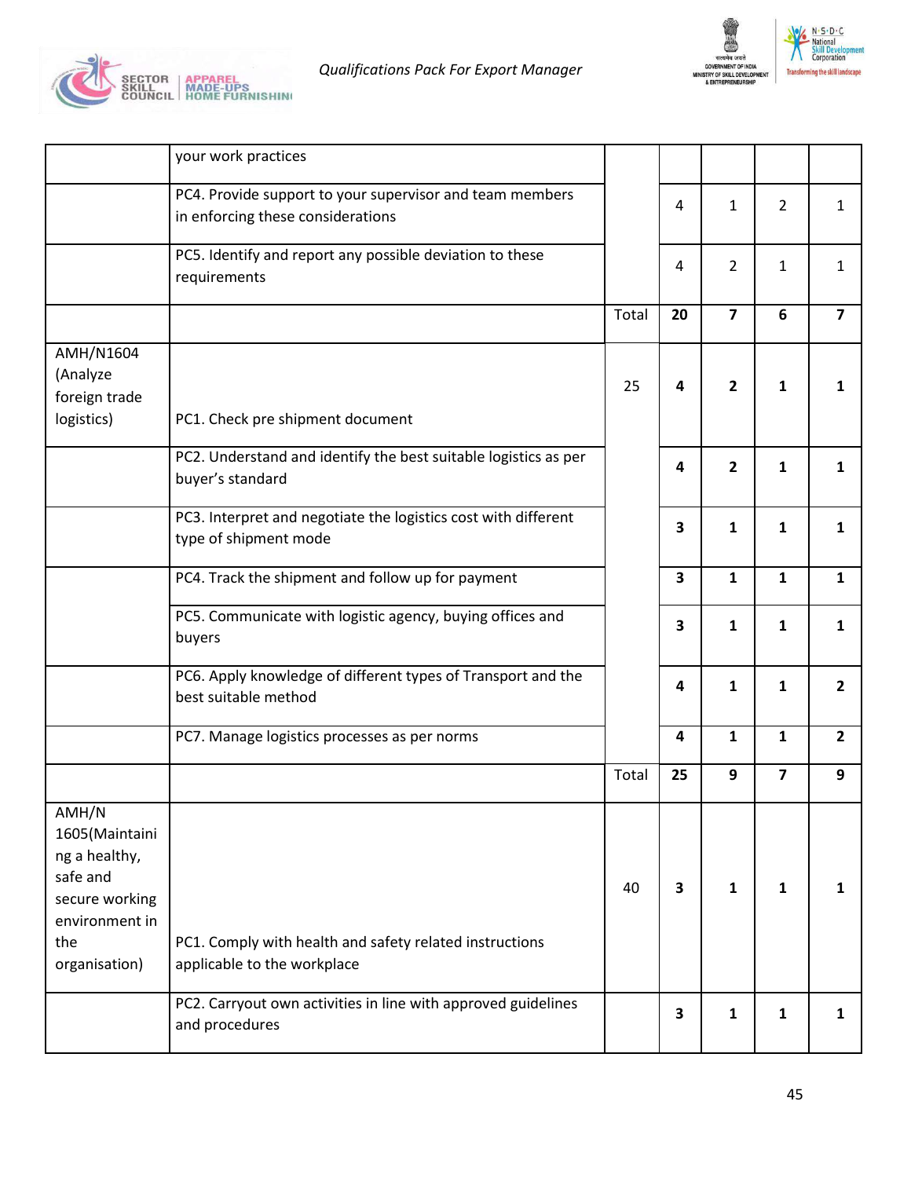| | | | | | | |
|---|---|---|---|---|---|---|
| | your work practices | | | | | |
| | PC4. Provide support to your supervisor and team members in enforcing these considerations | | 4 | 1 | 2 | 1 |
| | PC5. Identify and report any possible deviation to these requirements | | 4 | 2 | 1 | 1 |
| | | Total | **20** | **7** | **6** | **7** |
| AMH/N1604 (Analyze foreign trade logistics) | PC1. Check pre shipment document | 25 | **4** | **2** | **1** | **1** |
| | PC2. Understand and identify the best suitable logistics as per buyer's standard | | **4** | **2** | **1** | **1** |
| | PC3. Interpret and negotiate the logistics cost with different type of shipment mode | | **3** | **1** | **1** | **1** |
| | PC4. Track the shipment and follow up for payment | | **3** | **1** | **1** | **1** |
| | PC5. Communicate with logistic agency, buying offices and buyers | | **3** | **1** | **1** | **1** |
| | PC6. Apply knowledge of different types of Transport and the best suitable method | | **4** | **1** | **1** | **2** |
| | PC7. Manage logistics processes as per norms | | **4** | **1** | **1** | **2** |
| | | Total | **25** | **9** | **7** | **9** |
| AMH/N 1605(Maintaining a healthy, safe and secure working environment in the organisation) | PC1. Comply with health and safety related instructions applicable to the workplace | 40 | **3** | **1** | **1** | **1** |
| | PC2. Carryout own activities in line with approved guidelines and procedures | | **3** | **1** | **1** | **1** |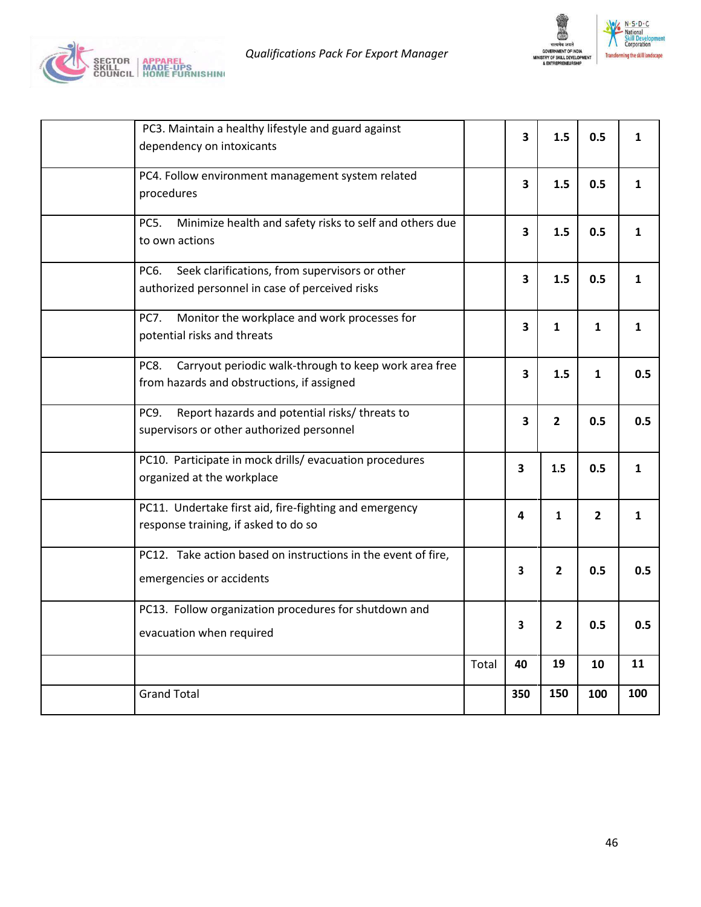| | | | | | | |
|---|---|---|---|---|---|---|
| | PC3. Maintain a healthy lifestyle and guard against dependency on intoxicants | | **3** | **1.5** | **0.5** | **1** |
| | PC4. Follow environment management system related procedures | | **3** | **1.5** | **0.5** | **1** |
| | PC5. Minimize health and safety risks to self and others due to own actions | | **3** | **1.5** | **0.5** | **1** |
| | PC6. Seek clarifications, from supervisors or other authorized personnel in case of perceived risks | | **3** | **1.5** | **0.5** | **1** |
| | PC7. Monitor the workplace and work processes for potential risks and threats | | **3** | **1** | **1** | **1** |
| | PC8. Carryout periodic walk-through to keep work area free from hazards and obstructions, if assigned | | **3** | **1.5** | **1** | **0.5** |
| | PC9. Report hazards and potential risks/ threats to supervisors or other authorized personnel | | **3** | **2** | **0.5** | **0.5** |
| | PC10. Participate in mock drills/ evacuation procedures organized at the workplace | | **3** | **1.5** | **0.5** | **1** |
| | PC11. Undertake first aid, fire-fighting and emergency response training, if asked to do so | | **4** | **1** | **2** | **1** |
| | PC12. Take action based on instructions in the event of fire, emergencies or accidents | | **3** | **2** | **0.5** | **0.5** |
| | PC13. Follow organization procedures for shutdown and evacuation when required | | **3** | **2** | **0.5** | **0.5** |
| | | Total | **40** | **19** | **10** | **11** |
| | Grand Total | | **350** | **150** | **100** | **100** |